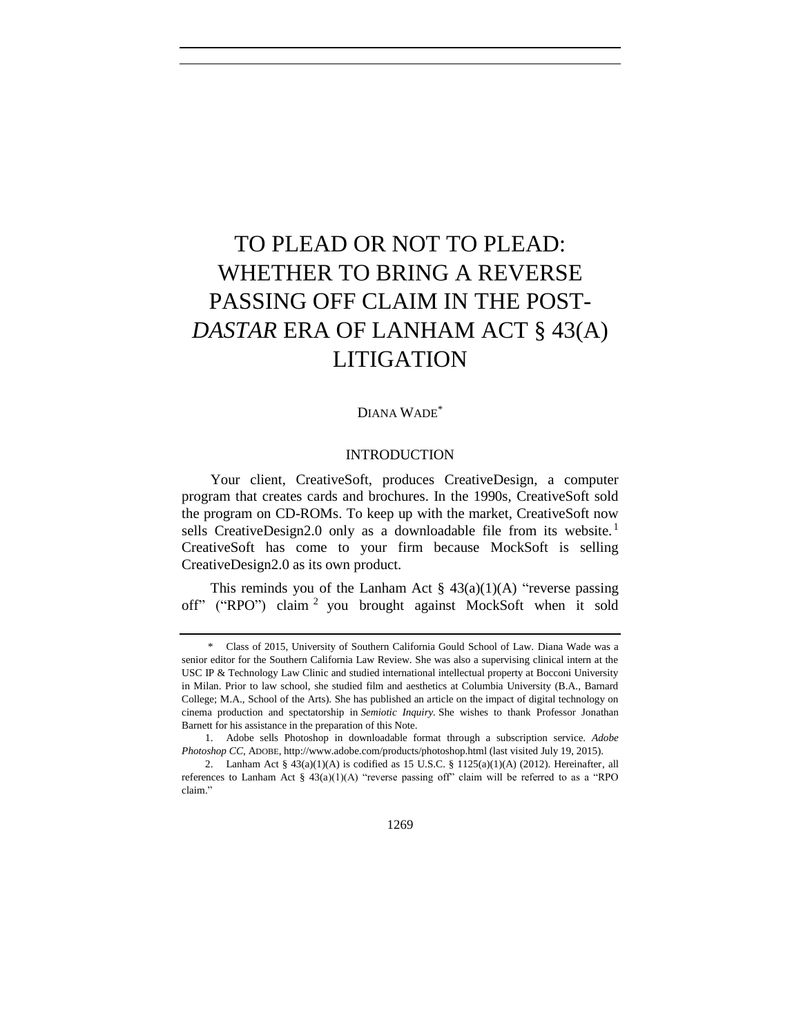# TO PLEAD OR NOT TO PLEAD: WHETHER TO BRING A REVERSE PASSING OFF CLAIM IN THE POST-*DASTAR* ERA OF LANHAM ACT § 43(A) LITIGATION

DIANA WADE[*]

## INTRODUCTION

Your client, CreativeSoft, produces CreativeDesign, a computer program that creates cards and brochures. In the 1990s, CreativeSoft sold the program on CD-ROMs. To keep up with the market, CreativeSoft now sells CreativeDesign2.0 only as a downloadable file from its website.[1] CreativeSoft has come to your firm because MockSoft is selling CreativeDesign2.0 as its own product.

This reminds you of the Lanham Act § 43(a)(1)(A) "reverse passing off" ("RPO") claim[2] you brought against MockSoft when it sold

---

[*] Class of 2015, University of Southern California Gould School of Law. Diana Wade was a senior editor for the Southern California Law Review. She was also a supervising clinical intern at the USC IP & Technology Law Clinic and studied international intellectual property at Bocconi University in Milan. Prior to law school, she studied film and aesthetics at Columbia University (B.A., Barnard College; M.A., School of the Arts). She has published an article on the impact of digital technology on cinema production and spectatorship in *Semiotic Inquiry*. She wishes to thank Professor Jonathan Barnett for his assistance in the preparation of this Note.

1. Adobe sells Photoshop in downloadable format through a subscription service. *Adobe Photoshop CC*, ADOBE, http://www.adobe.com/products/photoshop.html (last visited July 19, 2015).

2. Lanham Act § 43(a)(1)(A) is codified as 15 U.S.C. § 1125(a)(1)(A) (2012). Hereinafter, all references to Lanham Act § 43(a)(1)(A) "reverse passing off" claim will be referred to as a "RPO claim."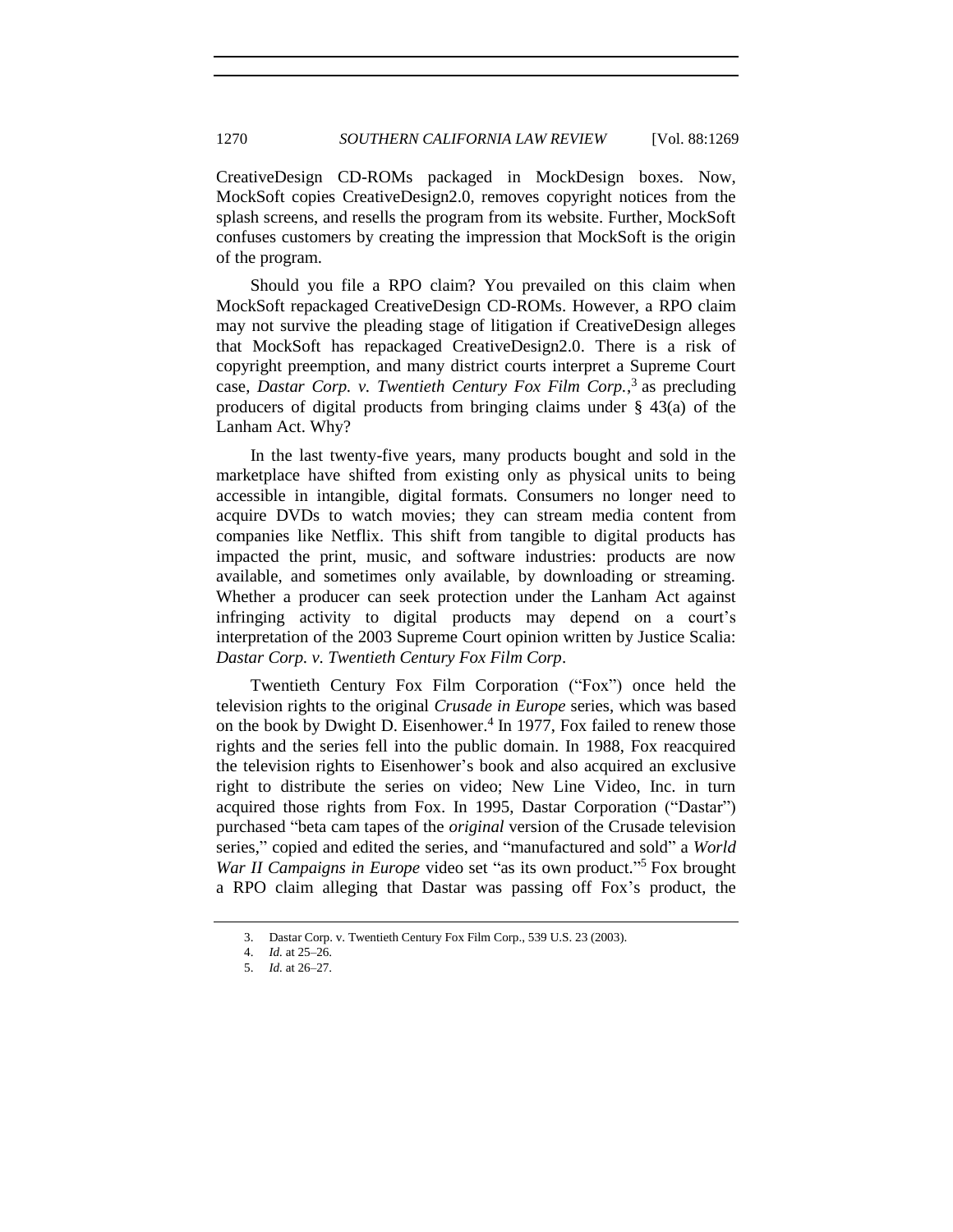CreativeDesign CD-ROMs packaged in MockDesign boxes. Now, MockSoft copies CreativeDesign2.0, removes copyright notices from the splash screens, and resells the program from its website. Further, MockSoft confuses customers by creating the impression that MockSoft is the origin of the program.

Should you file a RPO claim? You prevailed on this claim when MockSoft repackaged CreativeDesign CD-ROMs. However, a RPO claim may not survive the pleading stage of litigation if CreativeDesign alleges that MockSoft has repackaged CreativeDesign2.0. There is a risk of copyright preemption, and many district courts interpret a Supreme Court case, *Dastar Corp. v. Twentieth Century Fox Film Corp.*,[3] as precluding producers of digital products from bringing claims under § 43(a) of the Lanham Act. Why?

In the last twenty-five years, many products bought and sold in the marketplace have shifted from existing only as physical units to being accessible in intangible, digital formats. Consumers no longer need to acquire DVDs to watch movies; they can stream media content from companies like Netflix. This shift from tangible to digital products has impacted the print, music, and software industries: products are now available, and sometimes only available, by downloading or streaming. Whether a producer can seek protection under the Lanham Act against infringing activity to digital products may depend on a court's interpretation of the 2003 Supreme Court opinion written by Justice Scalia: *Dastar Corp. v. Twentieth Century Fox Film Corp*.

Twentieth Century Fox Film Corporation ("Fox") once held the television rights to the original *Crusade in Europe* series, which was based on the book by Dwight D. Eisenhower.[4] In 1977, Fox failed to renew those rights and the series fell into the public domain. In 1988, Fox reacquired the television rights to Eisenhower's book and also acquired an exclusive right to distribute the series on video; New Line Video, Inc. in turn acquired those rights from Fox. In 1995, Dastar Corporation ("Dastar") purchased "beta cam tapes of the *original* version of the Crusade television series," copied and edited the series, and "manufactured and sold" a *World War II Campaigns in Europe* video set "as its own product."[5] Fox brought a RPO claim alleging that Dastar was passing off Fox's product, the

---

3. Dastar Corp. v. Twentieth Century Fox Film Corp., 539 U.S. 23 (2003).

4. *Id.* at 25–26.

5. *Id.* at 26–27.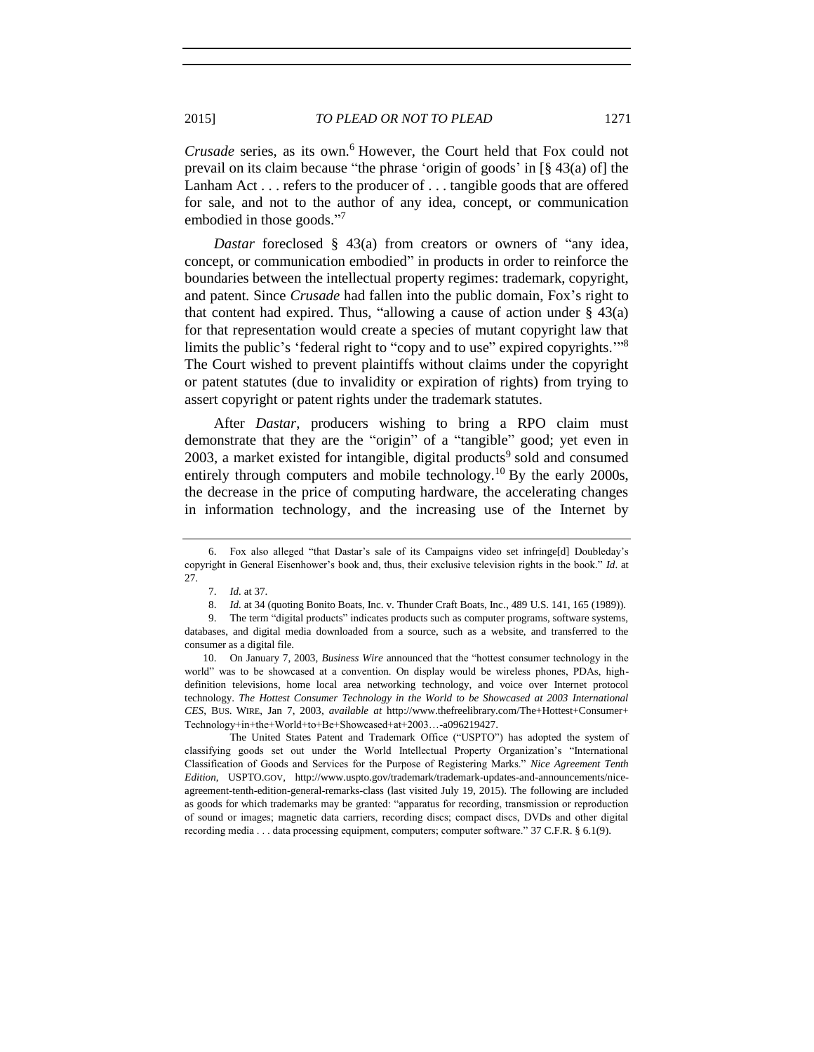*Crusade* series, as its own.[6] However, the Court held that Fox could not prevail on its claim because "the phrase 'origin of goods' in [§ 43(a) of] the Lanham Act . . . refers to the producer of . . . tangible goods that are offered for sale, and not to the author of any idea, concept, or communication embodied in those goods."[7]

*Dastar* foreclosed § 43(a) from creators or owners of "any idea, concept, or communication embodied" in products in order to reinforce the boundaries between the intellectual property regimes: trademark, copyright, and patent. Since *Crusade* had fallen into the public domain, Fox's right to that content had expired. Thus, "allowing a cause of action under § 43(a) for that representation would create a species of mutant copyright law that limits the public's 'federal right to "copy and to use" expired copyrights.'"[8] The Court wished to prevent plaintiffs without claims under the copyright or patent statutes (due to invalidity or expiration of rights) from trying to assert copyright or patent rights under the trademark statutes.

After *Dastar*, producers wishing to bring a RPO claim must demonstrate that they are the "origin" of a "tangible" good; yet even in 2003, a market existed for intangible, digital products[9] sold and consumed entirely through computers and mobile technology.[10] By the early 2000s, the decrease in the price of computing hardware, the accelerating changes in information technology, and the increasing use of the Internet by

---

6. Fox also alleged "that Dastar's sale of its Campaigns video set infringe[d] Doubleday's copyright in General Eisenhower's book and, thus, their exclusive television rights in the book." *Id*. at 27.

7. *Id.* at 37.

8. *Id.* at 34 (quoting Bonito Boats, Inc. v. Thunder Craft Boats, Inc., 489 U.S. 141, 165 (1989)).

9. The term "digital products" indicates products such as computer programs, software systems, databases, and digital media downloaded from a source, such as a website, and transferred to the consumer as a digital file.

10. On January 7, 2003, *Business Wire* announced that the "hottest consumer technology in the world" was to be showcased at a convention. On display would be wireless phones, PDAs, high-definition televisions, home local area networking technology, and voice over Internet protocol technology. *The Hottest Consumer Technology in the World to be Showcased at 2003 International CES*, BUS. WIRE, Jan 7, 2003, *available at* http://www.thefreelibrary.com/The+Hottest+Consumer+Technology+in+the+World+to+Be+Showcased+at+2003…-a096219427.

The United States Patent and Trademark Office ("USPTO") has adopted the system of classifying goods set out under the World Intellectual Property Organization's "International Classification of Goods and Services for the Purpose of Registering Marks." *Nice Agreement Tenth Edition*, USPTO.GOV, http://www.uspto.gov/trademark/trademark-updates-and-announcements/nice-agreement-tenth-edition-general-remarks-class (last visited July 19, 2015). The following are included as goods for which trademarks may be granted: "apparatus for recording, transmission or reproduction of sound or images; magnetic data carriers, recording discs; compact discs, DVDs and other digital recording media . . . data processing equipment, computers; computer software." 37 C.F.R. § 6.1(9).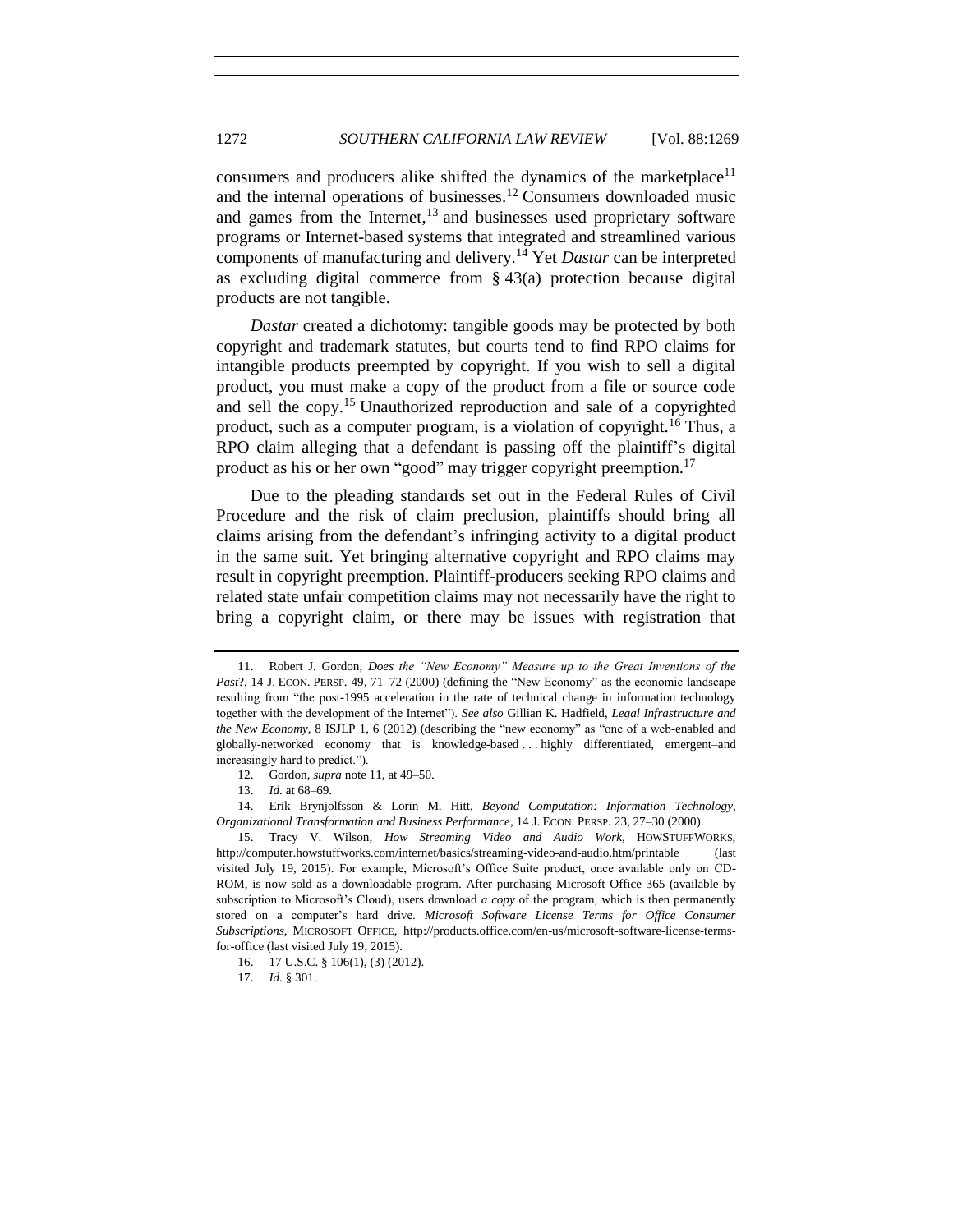consumers and producers alike shifted the dynamics of the marketplace[11] and the internal operations of businesses.[12] Consumers downloaded music and games from the Internet,[13] and businesses used proprietary software programs or Internet-based systems that integrated and streamlined various components of manufacturing and delivery.[14] Yet *Dastar* can be interpreted as excluding digital commerce from § 43(a) protection because digital products are not tangible.

*Dastar* created a dichotomy: tangible goods may be protected by both copyright and trademark statutes, but courts tend to find RPO claims for intangible products preempted by copyright. If you wish to sell a digital product, you must make a copy of the product from a file or source code and sell the copy.[15] Unauthorized reproduction and sale of a copyrighted product, such as a computer program, is a violation of copyright.[16] Thus, a RPO claim alleging that a defendant is passing off the plaintiff's digital product as his or her own "good" may trigger copyright preemption.[17]

Due to the pleading standards set out in the Federal Rules of Civil Procedure and the risk of claim preclusion, plaintiffs should bring all claims arising from the defendant's infringing activity to a digital product in the same suit. Yet bringing alternative copyright and RPO claims may result in copyright preemption. Plaintiff-producers seeking RPO claims and related state unfair competition claims may not necessarily have the right to bring a copyright claim, or there may be issues with registration that

---

11. Robert J. Gordon, *Does the "New Economy" Measure up to the Great Inventions of the Past*?, 14 J. ECON. PERSP. 49, 71–72 (2000) (defining the "New Economy" as the economic landscape resulting from "the post-1995 acceleration in the rate of technical change in information technology together with the development of the Internet"). *See also* Gillian K. Hadfield, *Legal Infrastructure and the New Economy*, 8 ISJLP 1, 6 (2012) (describing the "new economy" as "one of a web-enabled and globally-networked economy that is knowledge-based . . . highly differentiated, emergent–and increasingly hard to predict.").

12. Gordon, *supra* note 11, at 49–50.

13. *Id.* at 68–69.

14. Erik Brynjolfsson & Lorin M. Hitt, *Beyond Computation: Information Technology, Organizational Transformation and Business Performance*, 14 J. ECON. PERSP. 23, 27–30 (2000).

15. Tracy V. Wilson, *How Streaming Video and Audio Work*, HOWSTUFFWORKS, http://computer.howstuffworks.com/internet/basics/streaming-video-and-audio.htm/printable (last visited July 19, 2015). For example, Microsoft's Office Suite product, once available only on CD-ROM, is now sold as a downloadable program. After purchasing Microsoft Office 365 (available by subscription to Microsoft's Cloud), users download *a copy* of the program, which is then permanently stored on a computer's hard drive. *Microsoft Software License Terms for Office Consumer Subscriptions*, MICROSOFT OFFICE, http://products.office.com/en-us/microsoft-software-license-terms-for-office (last visited July 19, 2015).

16. 17 U.S.C. § 106(1), (3) (2012).

17. *Id.* § 301.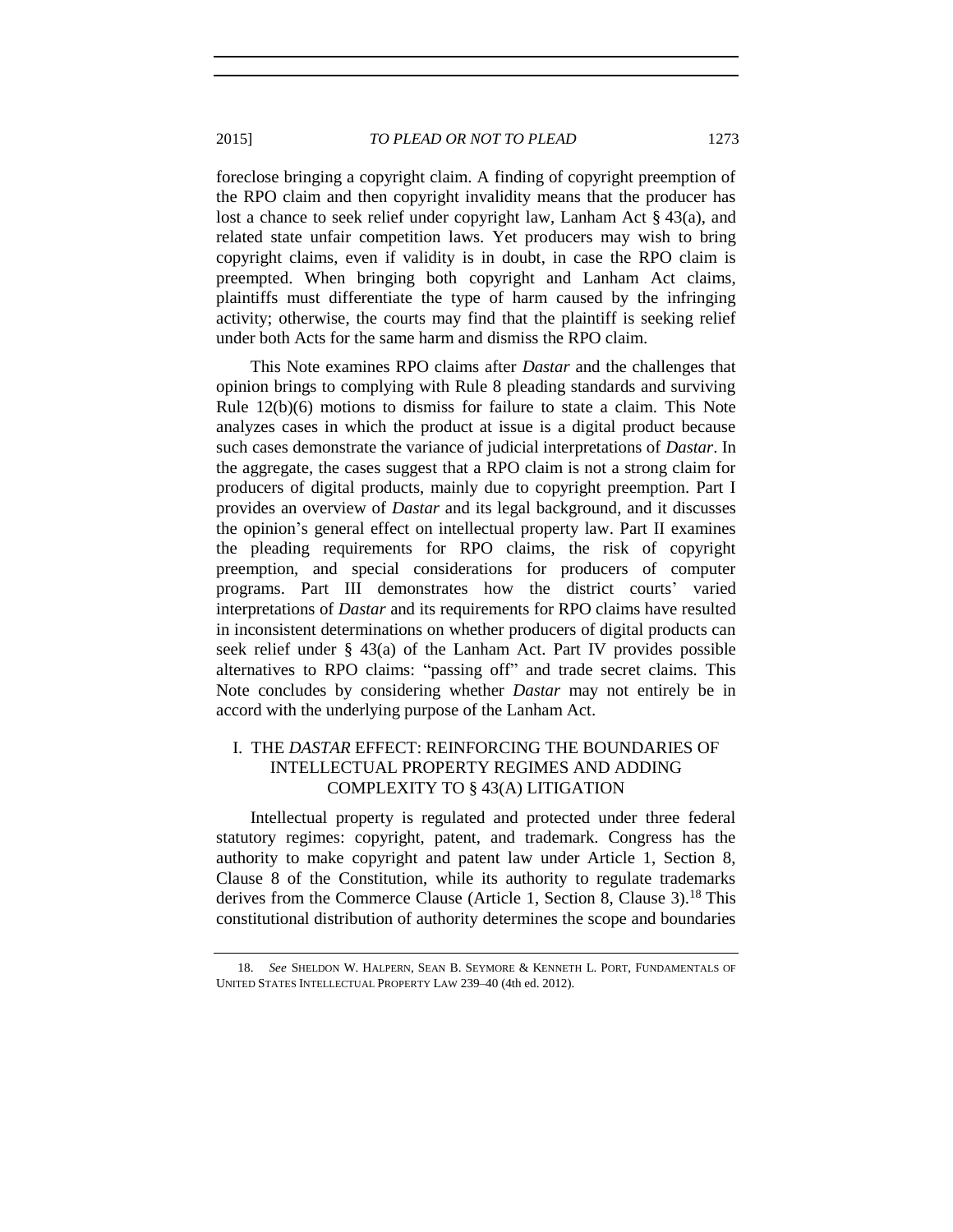foreclose bringing a copyright claim. A finding of copyright preemption of the RPO claim and then copyright invalidity means that the producer has lost a chance to seek relief under copyright law, Lanham Act § 43(a), and related state unfair competition laws. Yet producers may wish to bring copyright claims, even if validity is in doubt, in case the RPO claim is preempted. When bringing both copyright and Lanham Act claims, plaintiffs must differentiate the type of harm caused by the infringing activity; otherwise, the courts may find that the plaintiff is seeking relief under both Acts for the same harm and dismiss the RPO claim.

This Note examines RPO claims after *Dastar* and the challenges that opinion brings to complying with Rule 8 pleading standards and surviving Rule 12(b)(6) motions to dismiss for failure to state a claim. This Note analyzes cases in which the product at issue is a digital product because such cases demonstrate the variance of judicial interpretations of *Dastar*. In the aggregate, the cases suggest that a RPO claim is not a strong claim for producers of digital products, mainly due to copyright preemption. Part I provides an overview of *Dastar* and its legal background, and it discusses the opinion's general effect on intellectual property law. Part II examines the pleading requirements for RPO claims, the risk of copyright preemption, and special considerations for producers of computer programs. Part III demonstrates how the district courts' varied interpretations of *Dastar* and its requirements for RPO claims have resulted in inconsistent determinations on whether producers of digital products can seek relief under § 43(a) of the Lanham Act. Part IV provides possible alternatives to RPO claims: "passing off" and trade secret claims. This Note concludes by considering whether *Dastar* may not entirely be in accord with the underlying purpose of the Lanham Act.

## I. THE *DASTAR* EFFECT: REINFORCING THE BOUNDARIES OF INTELLECTUAL PROPERTY REGIMES AND ADDING COMPLEXITY TO § 43(A) LITIGATION

Intellectual property is regulated and protected under three federal statutory regimes: copyright, patent, and trademark. Congress has the authority to make copyright and patent law under Article 1, Section 8, Clause 8 of the Constitution, while its authority to regulate trademarks derives from the Commerce Clause (Article 1, Section 8, Clause 3).[18] This constitutional distribution of authority determines the scope and boundaries

---

18. *See* SHELDON W. HALPERN, SEAN B. SEYMORE & KENNETH L. PORT, FUNDAMENTALS OF UNITED STATES INTELLECTUAL PROPERTY LAW 239–40 (4th ed. 2012).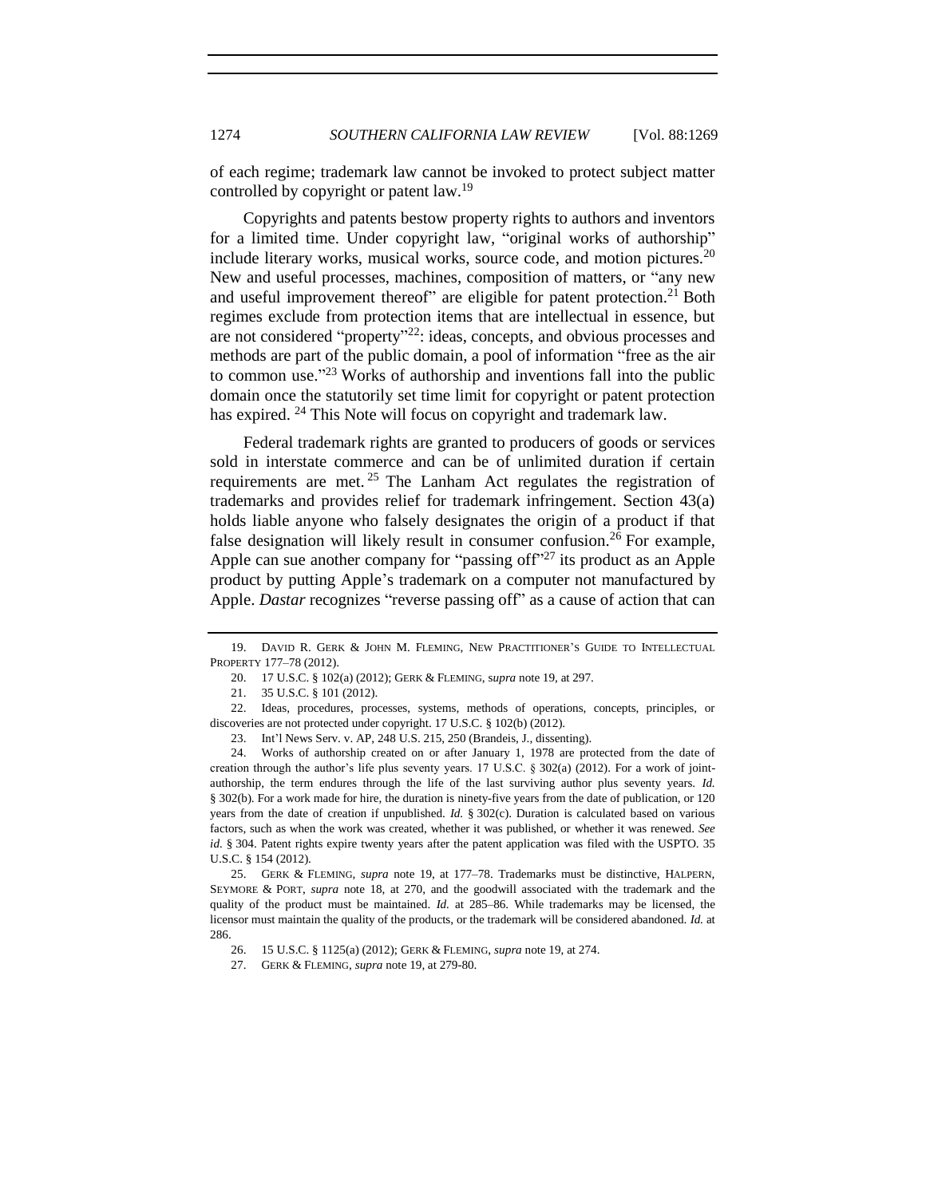of each regime; trademark law cannot be invoked to protect subject matter controlled by copyright or patent law.[19]

Copyrights and patents bestow property rights to authors and inventors for a limited time. Under copyright law, "original works of authorship" include literary works, musical works, source code, and motion pictures.[20] New and useful processes, machines, composition of matters, or "any new and useful improvement thereof" are eligible for patent protection.[21] Both regimes exclude from protection items that are intellectual in essence, but are not considered "property"[22]: ideas, concepts, and obvious processes and methods are part of the public domain, a pool of information "free as the air to common use."[23] Works of authorship and inventions fall into the public domain once the statutorily set time limit for copyright or patent protection has expired. [24] This Note will focus on copyright and trademark law.

Federal trademark rights are granted to producers of goods or services sold in interstate commerce and can be of unlimited duration if certain requirements are met. [25] The Lanham Act regulates the registration of trademarks and provides relief for trademark infringement. Section 43(a) holds liable anyone who falsely designates the origin of a product if that false designation will likely result in consumer confusion.[26] For example, Apple can sue another company for "passing off"[27] its product as an Apple product by putting Apple's trademark on a computer not manufactured by Apple. *Dastar* recognizes "reverse passing off" as a cause of action that can

---

19. DAVID R. GERK & JOHN M. FLEMING, NEW PRACTITIONER'S GUIDE TO INTELLECTUAL PROPERTY 177–78 (2012).

20. 17 U.S.C. § 102(a) (2012); GERK & FLEMING, *supra* note 19, at 297.

21. 35 U.S.C. § 101 (2012).

22. Ideas, procedures, processes, systems, methods of operations, concepts, principles, or discoveries are not protected under copyright. 17 U.S.C. § 102(b) (2012).

23. Int'l News Serv. v. AP, 248 U.S. 215, 250 (Brandeis, J., dissenting).

24. Works of authorship created on or after January 1, 1978 are protected from the date of creation through the author's life plus seventy years. 17 U.S.C. § 302(a) (2012). For a work of joint-authorship, the term endures through the life of the last surviving author plus seventy years. *Id.* § 302(b). For a work made for hire, the duration is ninety-five years from the date of publication, or 120 years from the date of creation if unpublished. *Id.* § 302(c). Duration is calculated based on various factors, such as when the work was created, whether it was published, or whether it was renewed. *See id.* § 304. Patent rights expire twenty years after the patent application was filed with the USPTO. 35 U.S.C. § 154 (2012).

25. GERK & FLEMING, *supra* note 19, at 177–78. Trademarks must be distinctive, HALPERN, SEYMORE & PORT, *supra* note 18, at 270, and the goodwill associated with the trademark and the quality of the product must be maintained. *Id.* at 285–86. While trademarks may be licensed, the licensor must maintain the quality of the products, or the trademark will be considered abandoned. *Id.* at 286.

26. 15 U.S.C. § 1125(a) (2012); GERK & FLEMING, *supra* note 19, at 274.

27. GERK & FLEMING, *supra* note 19, at 279-80.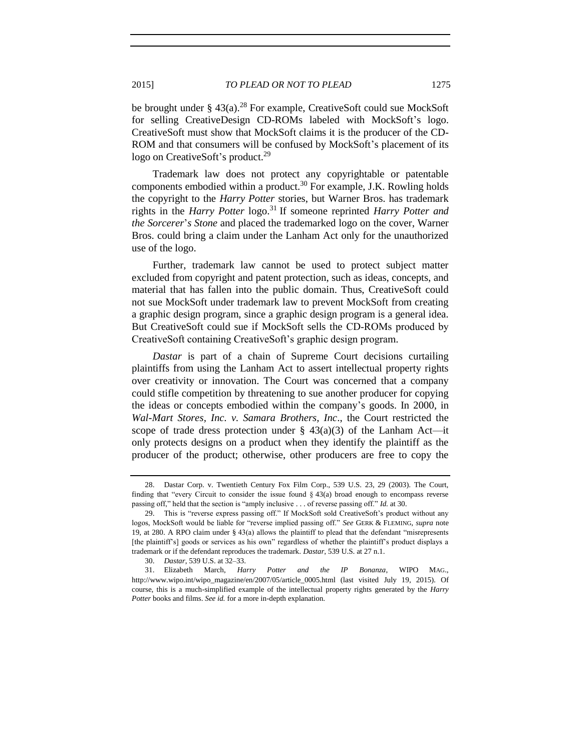be brought under § 43(a).[28] For example, CreativeSoft could sue MockSoft for selling CreativeDesign CD-ROMs labeled with MockSoft's logo. CreativeSoft must show that MockSoft claims it is the producer of the CD-ROM and that consumers will be confused by MockSoft's placement of its logo on CreativeSoft's product.[29]

Trademark law does not protect any copyrightable or patentable components embodied within a product.[30] For example, J.K. Rowling holds the copyright to the *Harry Potter* stories, but Warner Bros. has trademark rights in the *Harry Potter* logo.[31] If someone reprinted *Harry Potter and the Sorcerer's Stone* and placed the trademarked logo on the cover, Warner Bros. could bring a claim under the Lanham Act only for the unauthorized use of the logo.

Further, trademark law cannot be used to protect subject matter excluded from copyright and patent protection, such as ideas, concepts, and material that has fallen into the public domain. Thus, CreativeSoft could not sue MockSoft under trademark law to prevent MockSoft from creating a graphic design program, since a graphic design program is a general idea. But CreativeSoft could sue if MockSoft sells the CD-ROMs produced by CreativeSoft containing CreativeSoft's graphic design program.

*Dastar* is part of a chain of Supreme Court decisions curtailing plaintiffs from using the Lanham Act to assert intellectual property rights over creativity or innovation. The Court was concerned that a company could stifle competition by threatening to sue another producer for copying the ideas or concepts embodied within the company's goods. In 2000, in *Wal-Mart Stores, Inc. v. Samara Brothers, Inc*., the Court restricted the scope of trade dress protection under § 43(a)(3) of the Lanham Act—it only protects designs on a product when they identify the plaintiff as the producer of the product; otherwise, other producers are free to copy the

---

28. Dastar Corp. v. Twentieth Century Fox Film Corp., 539 U.S. 23, 29 (2003). The Court, finding that "every Circuit to consider the issue found § 43(a) broad enough to encompass reverse passing off," held that the section is "amply inclusive . . . of reverse passing off." *Id.* at 30.

29. This is "reverse express passing off." If MockSoft sold CreativeSoft's product without any logos, MockSoft would be liable for "reverse implied passing off." *See* GERK & FLEMING, *supra* note 19, at 280. A RPO claim under § 43(a) allows the plaintiff to plead that the defendant "misrepresents [the plaintiff's] goods or services as his own" regardless of whether the plaintiff's product displays a trademark or if the defendant reproduces the trademark. *Dastar*, 539 U.S. at 27 n.1.

30. *Dastar*, 539 U.S. at 32–33.

31. Elizabeth March, *Harry Potter and the IP Bonanza*, WIPO MAG., http://www.wipo.int/wipo_magazine/en/2007/05/article_0005.html (last visited July 19, 2015). Of course, this is a much-simplified example of the intellectual property rights generated by the *Harry Potter* books and films. *See id.* for a more in-depth explanation.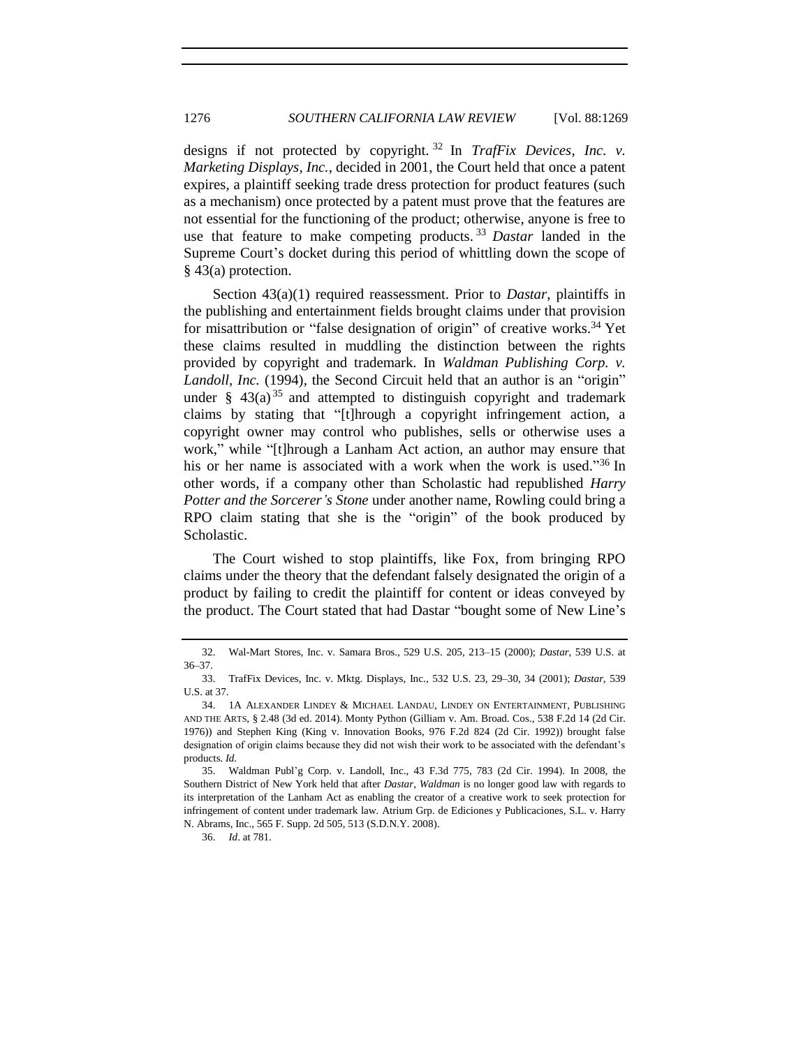designs if not protected by copyright.[32] In *TrafFix Devices, Inc. v. Marketing Displays, Inc.*, decided in 2001, the Court held that once a patent expires, a plaintiff seeking trade dress protection for product features (such as a mechanism) once protected by a patent must prove that the features are not essential for the functioning of the product; otherwise, anyone is free to use that feature to make competing products.[33] *Dastar* landed in the Supreme Court's docket during this period of whittling down the scope of § 43(a) protection.

Section 43(a)(1) required reassessment. Prior to *Dastar*, plaintiffs in the publishing and entertainment fields brought claims under that provision for misattribution or "false designation of origin" of creative works.[34] Yet these claims resulted in muddling the distinction between the rights provided by copyright and trademark. In *Waldman Publishing Corp. v. Landoll, Inc.* (1994), the Second Circuit held that an author is an "origin" under § 43(a)[35] and attempted to distinguish copyright and trademark claims by stating that "[t]hrough a copyright infringement action, a copyright owner may control who publishes, sells or otherwise uses a work," while "[t]hrough a Lanham Act action, an author may ensure that his or her name is associated with a work when the work is used."[36] In other words, if a company other than Scholastic had republished *Harry Potter and the Sorcerer's Stone* under another name, Rowling could bring a RPO claim stating that she is the "origin" of the book produced by Scholastic.

The Court wished to stop plaintiffs, like Fox, from bringing RPO claims under the theory that the defendant falsely designated the origin of a product by failing to credit the plaintiff for content or ideas conveyed by the product. The Court stated that had Dastar "bought some of New Line's

---

32. Wal-Mart Stores, Inc. v. Samara Bros., 529 U.S. 205, 213–15 (2000); *Dastar*, 539 U.S. at 36–37.

33. TrafFix Devices, Inc. v. Mktg. Displays, Inc., 532 U.S. 23, 29–30, 34 (2001); *Dastar*, 539 U.S. at 37.

34. 1A ALEXANDER LINDEY & MICHAEL LANDAU, LINDEY ON ENTERTAINMENT, PUBLISHING AND THE ARTS, § 2.48 (3d ed. 2014). Monty Python (Gilliam v. Am. Broad. Cos., 538 F.2d 14 (2d Cir. 1976)) and Stephen King (King v. Innovation Books, 976 F.2d 824 (2d Cir. 1992)) brought false designation of origin claims because they did not wish their work to be associated with the defendant's products. *Id.*

35. Waldman Publ'g Corp. v. Landoll, Inc., 43 F.3d 775, 783 (2d Cir. 1994). In 2008, the Southern District of New York held that after *Dastar*, *Waldman* is no longer good law with regards to its interpretation of the Lanham Act as enabling the creator of a creative work to seek protection for infringement of content under trademark law. Atrium Grp. de Ediciones y Publicaciones, S.L. v. Harry N. Abrams, Inc., 565 F. Supp. 2d 505, 513 (S.D.N.Y. 2008).

36. *Id*. at 781.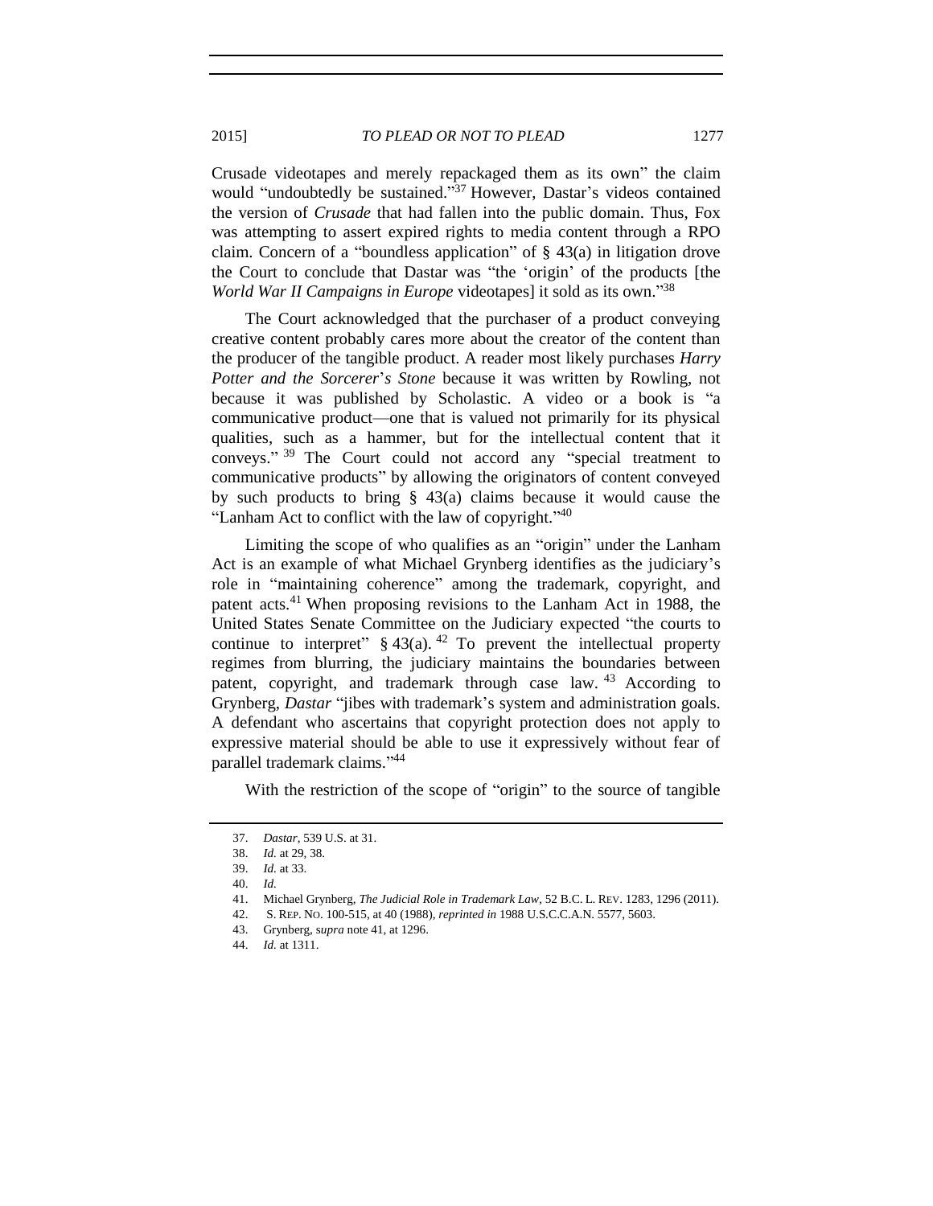Crusade videotapes and merely repackaged them as its own" the claim would "undoubtedly be sustained."[37] However, Dastar's videos contained the version of *Crusade* that had fallen into the public domain. Thus, Fox was attempting to assert expired rights to media content through a RPO claim. Concern of a "boundless application" of § 43(a) in litigation drove the Court to conclude that Dastar was "the 'origin' of the products [the *World War II Campaigns in Europe* videotapes] it sold as its own."[38]

The Court acknowledged that the purchaser of a product conveying creative content probably cares more about the creator of the content than the producer of the tangible product. A reader most likely purchases *Harry Potter and the Sorcerer's Stone* because it was written by Rowling, not because it was published by Scholastic. A video or a book is "a communicative product—one that is valued not primarily for its physical qualities, such as a hammer, but for the intellectual content that it conveys."[39] The Court could not accord any "special treatment to communicative products" by allowing the originators of content conveyed by such products to bring § 43(a) claims because it would cause the "Lanham Act to conflict with the law of copyright."[40]

Limiting the scope of who qualifies as an "origin" under the Lanham Act is an example of what Michael Grynberg identifies as the judiciary's role in "maintaining coherence" among the trademark, copyright, and patent acts.[41] When proposing revisions to the Lanham Act in 1988, the United States Senate Committee on the Judiciary expected "the courts to continue to interpret" § 43(a).[42] To prevent the intellectual property regimes from blurring, the judiciary maintains the boundaries between patent, copyright, and trademark through case law.[43] According to Grynberg, *Dastar* "jibes with trademark's system and administration goals. A defendant who ascertains that copyright protection does not apply to expressive material should be able to use it expressively without fear of parallel trademark claims."[44]

With the restriction of the scope of "origin" to the source of tangible

---

37. *Dastar*, 539 U.S. at 31.
38. *Id.* at 29, 38.
39. *Id.* at 33.
40. *Id.*
41. Michael Grynberg, *The Judicial Role in Trademark Law*, 52 B.C. L. REV. 1283, 1296 (2011).
42. S. REP. NO. 100-515, at 40 (1988), *reprinted in* 1988 U.S.C.C.A.N. 5577, 5603.
43. Grynberg, *supra* note 41, at 1296.
44. *Id.* at 1311.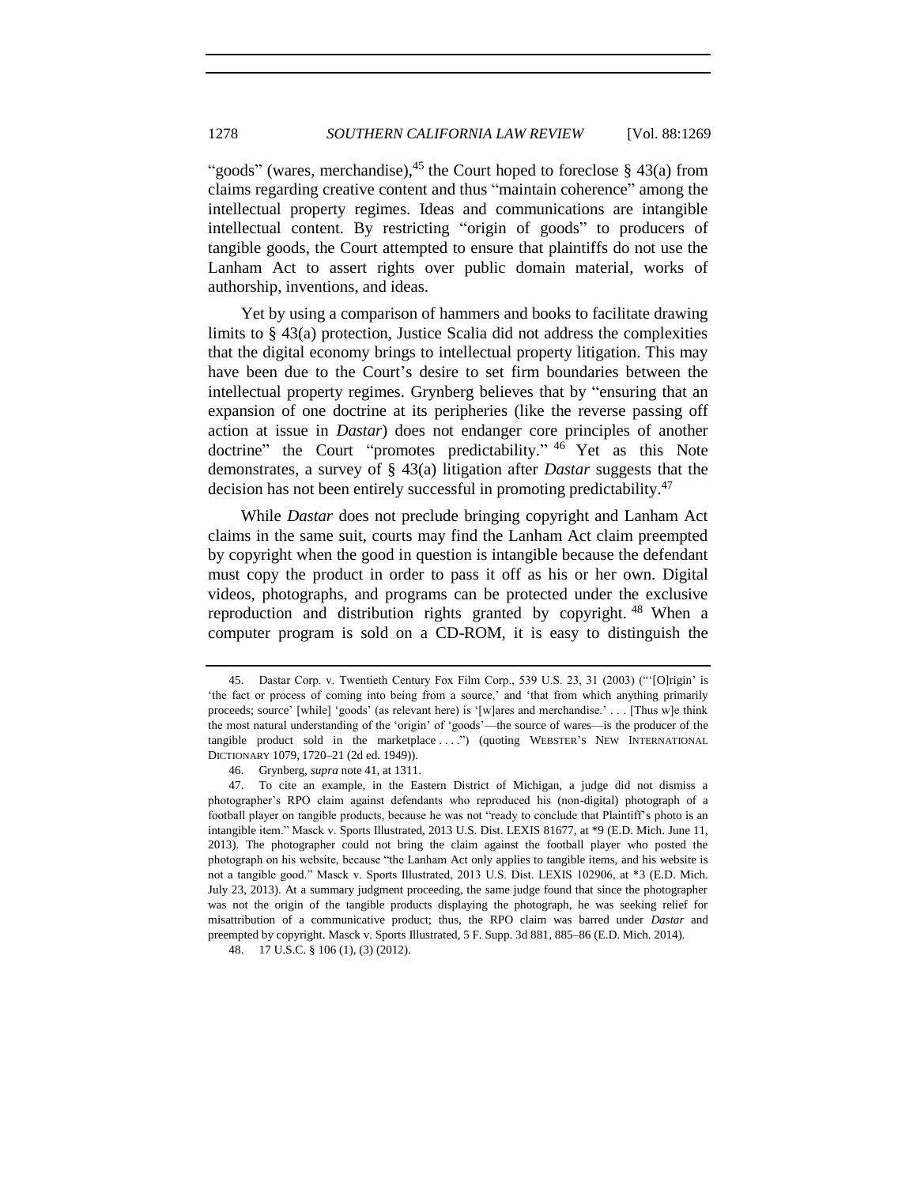"goods" (wares, merchandise),[45] the Court hoped to foreclose § 43(a) from claims regarding creative content and thus "maintain coherence" among the intellectual property regimes. Ideas and communications are intangible intellectual content. By restricting "origin of goods" to producers of tangible goods, the Court attempted to ensure that plaintiffs do not use the Lanham Act to assert rights over public domain material, works of authorship, inventions, and ideas.

Yet by using a comparison of hammers and books to facilitate drawing limits to § 43(a) protection, Justice Scalia did not address the complexities that the digital economy brings to intellectual property litigation. This may have been due to the Court's desire to set firm boundaries between the intellectual property regimes. Grynberg believes that by "ensuring that an expansion of one doctrine at its peripheries (like the reverse passing off action at issue in *Dastar*) does not endanger core principles of another doctrine" the Court "promotes predictability." [46] Yet as this Note demonstrates, a survey of § 43(a) litigation after *Dastar* suggests that the decision has not been entirely successful in promoting predictability.[47]

While *Dastar* does not preclude bringing copyright and Lanham Act claims in the same suit, courts may find the Lanham Act claim preempted by copyright when the good in question is intangible because the defendant must copy the product in order to pass it off as his or her own. Digital videos, photographs, and programs can be protected under the exclusive reproduction and distribution rights granted by copyright. [48] When a computer program is sold on a CD-ROM, it is easy to distinguish the

---

45. Dastar Corp. v. Twentieth Century Fox Film Corp., 539 U.S. 23, 31 (2003) ("'[O]rigin' is 'the fact or process of coming into being from a source,' and 'that from which anything primarily proceeds; source' [while] 'goods' (as relevant here) is '[w]ares and merchandise.' . . . [Thus w]e think the most natural understanding of the 'origin' of 'goods'—the source of wares—is the producer of the tangible product sold in the marketplace . . . .") (quoting WEBSTER'S NEW INTERNATIONAL DICTIONARY 1079, 1720–21 (2d ed. 1949)).

46. Grynberg, *supra* note 41, at 1311.

47. To cite an example, in the Eastern District of Michigan, a judge did not dismiss a photographer's RPO claim against defendants who reproduced his (non-digital) photograph of a football player on tangible products, because he was not "ready to conclude that Plaintiff's photo is an intangible item." Masck v. Sports Illustrated, 2013 U.S. Dist. LEXIS 81677, at *9 (E.D. Mich. June 11, 2013). The photographer could not bring the claim against the football player who posted the photograph on his website, because "the Lanham Act only applies to tangible items, and his website is not a tangible good." Masck v. Sports Illustrated, 2013 U.S. Dist. LEXIS 102906, at *3 (E.D. Mich. July 23, 2013). At a summary judgment proceeding, the same judge found that since the photographer was not the origin of the tangible products displaying the photograph, he was seeking relief for misattribution of a communicative product; thus, the RPO claim was barred under *Dastar* and preempted by copyright. Masck v. Sports Illustrated, 5 F. Supp. 3d 881, 885–86 (E.D. Mich. 2014).

48. 17 U.S.C. § 106 (1), (3) (2012).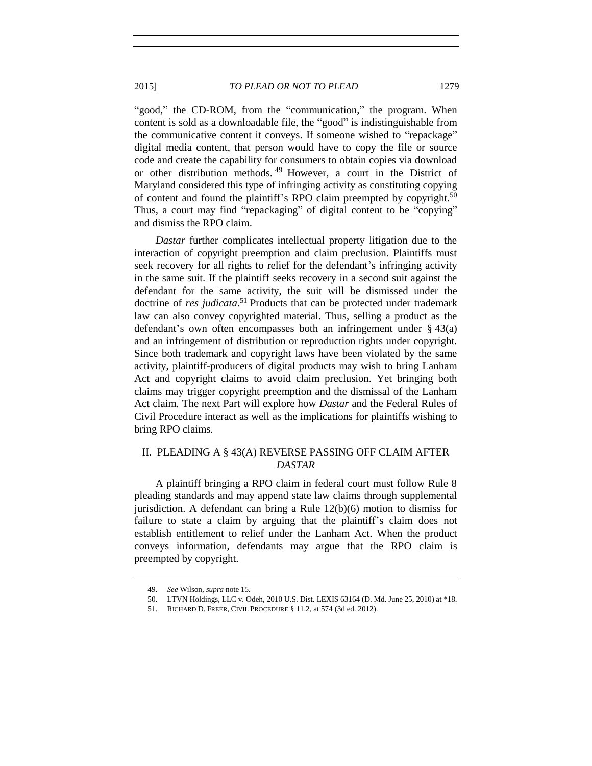"good," the CD-ROM, from the "communication," the program. When content is sold as a downloadable file, the "good" is indistinguishable from the communicative content it conveys. If someone wished to "repackage" digital media content, that person would have to copy the file or source code and create the capability for consumers to obtain copies via download or other distribution methods.[49] However, a court in the District of Maryland considered this type of infringing activity as constituting copying of content and found the plaintiff's RPO claim preempted by copyright.[50] Thus, a court may find "repackaging" of digital content to be "copying" and dismiss the RPO claim.

*Dastar* further complicates intellectual property litigation due to the interaction of copyright preemption and claim preclusion. Plaintiffs must seek recovery for all rights to relief for the defendant's infringing activity in the same suit. If the plaintiff seeks recovery in a second suit against the defendant for the same activity, the suit will be dismissed under the doctrine of *res judicata*.[51] Products that can be protected under trademark law can also convey copyrighted material. Thus, selling a product as the defendant's own often encompasses both an infringement under § 43(a) and an infringement of distribution or reproduction rights under copyright. Since both trademark and copyright laws have been violated by the same activity, plaintiff-producers of digital products may wish to bring Lanham Act and copyright claims to avoid claim preclusion. Yet bringing both claims may trigger copyright preemption and the dismissal of the Lanham Act claim. The next Part will explore how *Dastar* and the Federal Rules of Civil Procedure interact as well as the implications for plaintiffs wishing to bring RPO claims.

## II. PLEADING A § 43(A) REVERSE PASSING OFF CLAIM AFTER *DASTAR*

A plaintiff bringing a RPO claim in federal court must follow Rule 8 pleading standards and may append state law claims through supplemental jurisdiction. A defendant can bring a Rule 12(b)(6) motion to dismiss for failure to state a claim by arguing that the plaintiff's claim does not establish entitlement to relief under the Lanham Act. When the product conveys information, defendants may argue that the RPO claim is preempted by copyright.

49. *See* Wilson, *supra* note 15.

50. LTVN Holdings, LLC v. Odeh, 2010 U.S. Dist. LEXIS 63164 (D. Md. June 25, 2010) at *18.

51. RICHARD D. FREER, CIVIL PROCEDURE § 11.2, at 574 (3d ed. 2012).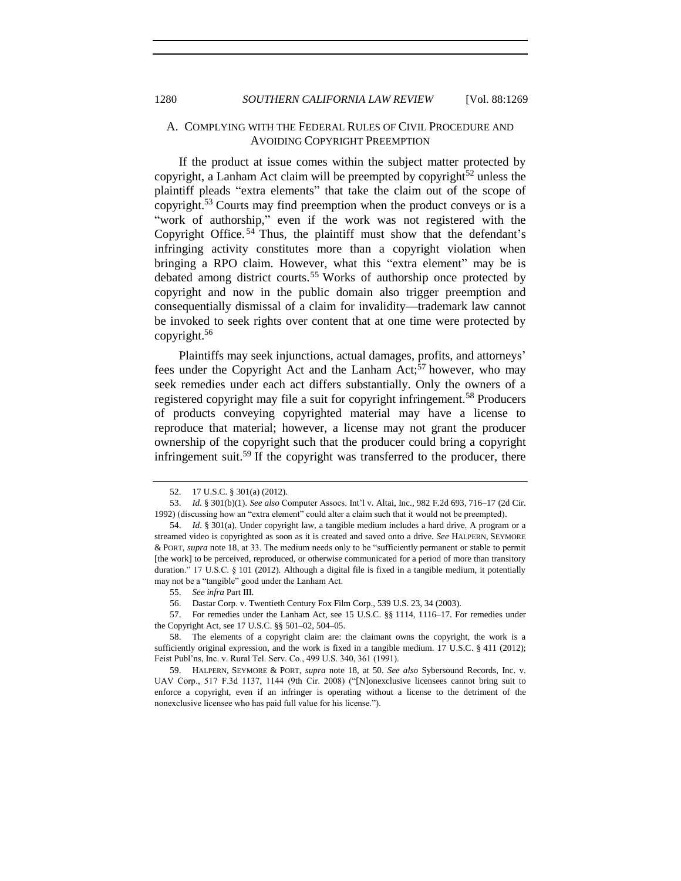### A. COMPLYING WITH THE FEDERAL RULES OF CIVIL PROCEDURE AND AVOIDING COPYRIGHT PREEMPTION

If the product at issue comes within the subject matter protected by copyright, a Lanham Act claim will be preempted by copyright[52] unless the plaintiff pleads "extra elements" that take the claim out of the scope of copyright.[53] Courts may find preemption when the product conveys or is a "work of authorship," even if the work was not registered with the Copyright Office.[54] Thus, the plaintiff must show that the defendant's infringing activity constitutes more than a copyright violation when bringing a RPO claim. However, what this "extra element" may be is debated among district courts.[55] Works of authorship once protected by copyright and now in the public domain also trigger preemption and consequentially dismissal of a claim for invalidity—trademark law cannot be invoked to seek rights over content that at one time were protected by copyright.[56]

Plaintiffs may seek injunctions, actual damages, profits, and attorneys' fees under the Copyright Act and the Lanham Act;[57] however, who may seek remedies under each act differs substantially. Only the owners of a registered copyright may file a suit for copyright infringement.[58] Producers of products conveying copyrighted material may have a license to reproduce that material; however, a license may not grant the producer ownership of the copyright such that the producer could bring a copyright infringement suit.[59] If the copyright was transferred to the producer, there

---

52. 17 U.S.C. § 301(a) (2012).

53. *Id.* § 301(b)(1). *See also* Computer Assocs. Int'l v. Altai, Inc., 982 F.2d 693, 716–17 (2d Cir. 1992) (discussing how an "extra element" could alter a claim such that it would not be preempted).

54. *Id*. § 301(a). Under copyright law, a tangible medium includes a hard drive. A program or a streamed video is copyrighted as soon as it is created and saved onto a drive. *See* HALPERN, SEYMORE & PORT, *supra* note 18, at 33. The medium needs only to be "sufficiently permanent or stable to permit [the work] to be perceived, reproduced, or otherwise communicated for a period of more than transitory duration." 17 U.S.C. § 101 (2012). Although a digital file is fixed in a tangible medium, it potentially may not be a "tangible" good under the Lanham Act.

55. *See infra* Part III.

56. Dastar Corp. v. Twentieth Century Fox Film Corp., 539 U.S. 23, 34 (2003).

57. For remedies under the Lanham Act, see 15 U.S.C. §§ 1114, 1116–17. For remedies under the Copyright Act, see 17 U.S.C. §§ 501–02, 504–05.

58. The elements of a copyright claim are: the claimant owns the copyright, the work is a sufficiently original expression, and the work is fixed in a tangible medium. 17 U.S.C. § 411 (2012); Feist Publ'ns, Inc. v. Rural Tel. Serv. Co., 499 U.S. 340, 361 (1991).

59. HALPERN, SEYMORE & PORT, *supra* note 18, at 50. *See also* Sybersound Records, Inc. v. UAV Corp., 517 F.3d 1137, 1144 (9th Cir. 2008) ("[N]onexclusive licensees cannot bring suit to enforce a copyright, even if an infringer is operating without a license to the detriment of the nonexclusive licensee who has paid full value for his license.").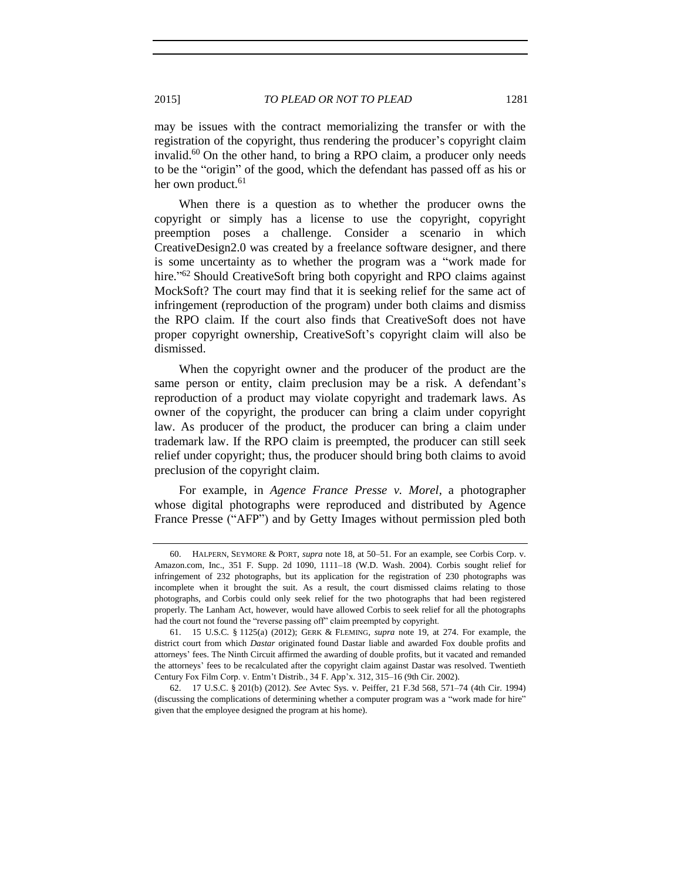may be issues with the contract memorializing the transfer or with the registration of the copyright, thus rendering the producer's copyright claim invalid.[60] On the other hand, to bring a RPO claim, a producer only needs to be the "origin" of the good, which the defendant has passed off as his or her own product.[61]

When there is a question as to whether the producer owns the copyright or simply has a license to use the copyright, copyright preemption poses a challenge. Consider a scenario in which CreativeDesign2.0 was created by a freelance software designer, and there is some uncertainty as to whether the program was a "work made for hire."[62] Should CreativeSoft bring both copyright and RPO claims against MockSoft? The court may find that it is seeking relief for the same act of infringement (reproduction of the program) under both claims and dismiss the RPO claim. If the court also finds that CreativeSoft does not have proper copyright ownership, CreativeSoft's copyright claim will also be dismissed.

When the copyright owner and the producer of the product are the same person or entity, claim preclusion may be a risk. A defendant's reproduction of a product may violate copyright and trademark laws. As owner of the copyright, the producer can bring a claim under copyright law. As producer of the product, the producer can bring a claim under trademark law. If the RPO claim is preempted, the producer can still seek relief under copyright; thus, the producer should bring both claims to avoid preclusion of the copyright claim.

For example, in *Agence France Presse v. Morel*, a photographer whose digital photographs were reproduced and distributed by Agence France Presse ("AFP") and by Getty Images without permission pled both

---

60. HALPERN, SEYMORE & PORT, *supra* note 18, at 50–51. For an example, see Corbis Corp. v. Amazon.com, Inc., 351 F. Supp. 2d 1090, 1111–18 (W.D. Wash. 2004). Corbis sought relief for infringement of 232 photographs, but its application for the registration of 230 photographs was incomplete when it brought the suit. As a result, the court dismissed claims relating to those photographs, and Corbis could only seek relief for the two photographs that had been registered properly. The Lanham Act, however, would have allowed Corbis to seek relief for all the photographs had the court not found the "reverse passing off" claim preempted by copyright.

61. 15 U.S.C. § 1125(a) (2012); GERK & FLEMING, *supra* note 19, at 274. For example, the district court from which *Dastar* originated found Dastar liable and awarded Fox double profits and attorneys' fees. The Ninth Circuit affirmed the awarding of double profits, but it vacated and remanded the attorneys' fees to be recalculated after the copyright claim against Dastar was resolved. Twentieth Century Fox Film Corp. v. Entm't Distrib., 34 F. App'x. 312, 315–16 (9th Cir. 2002).

62. 17 U.S.C. § 201(b) (2012). *See* Avtec Sys. v. Peiffer, 21 F.3d 568, 571–74 (4th Cir. 1994) (discussing the complications of determining whether a computer program was a "work made for hire" given that the employee designed the program at his home).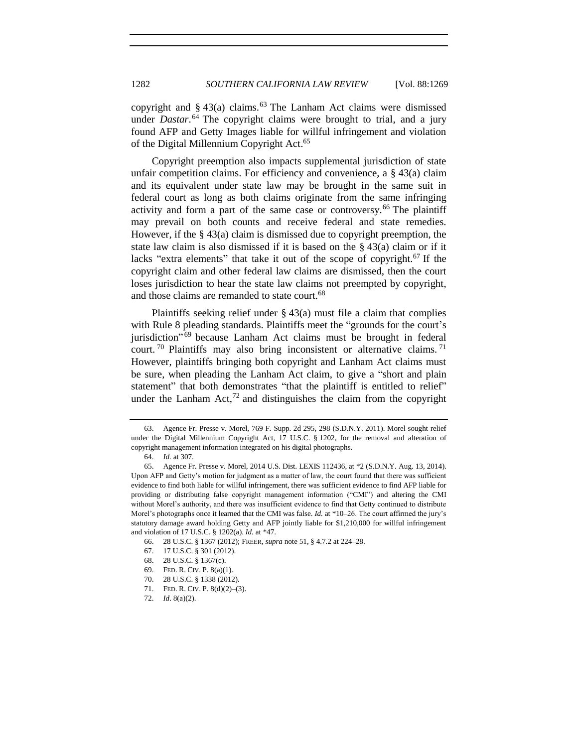copyright and § 43(a) claims.[63] The Lanham Act claims were dismissed under *Dastar*.[64] The copyright claims were brought to trial, and a jury found AFP and Getty Images liable for willful infringement and violation of the Digital Millennium Copyright Act.[65]

Copyright preemption also impacts supplemental jurisdiction of state unfair competition claims. For efficiency and convenience, a § 43(a) claim and its equivalent under state law may be brought in the same suit in federal court as long as both claims originate from the same infringing activity and form a part of the same case or controversy.[66] The plaintiff may prevail on both counts and receive federal and state remedies. However, if the § 43(a) claim is dismissed due to copyright preemption, the state law claim is also dismissed if it is based on the § 43(a) claim or if it lacks "extra elements" that take it out of the scope of copyright.[67] If the copyright claim and other federal law claims are dismissed, then the court loses jurisdiction to hear the state law claims not preempted by copyright, and those claims are remanded to state court.[68]

Plaintiffs seeking relief under § 43(a) must file a claim that complies with Rule 8 pleading standards. Plaintiffs meet the "grounds for the court's jurisdiction"[69] because Lanham Act claims must be brought in federal court.[70] Plaintiffs may also bring inconsistent or alternative claims.[71] However, plaintiffs bringing both copyright and Lanham Act claims must be sure, when pleading the Lanham Act claim, to give a "short and plain statement" that both demonstrates "that the plaintiff is entitled to relief" under the Lanham Act,[72] and distinguishes the claim from the copyright

---

63. Agence Fr. Presse v. Morel, 769 F. Supp. 2d 295, 298 (S.D.N.Y. 2011). Morel sought relief under the Digital Millennium Copyright Act, 17 U.S.C. § 1202, for the removal and alteration of copyright management information integrated on his digital photographs.

64. *Id.* at 307.

65. Agence Fr. Presse v. Morel, 2014 U.S. Dist. LEXIS 112436, at *2 (S.D.N.Y. Aug. 13, 2014). Upon AFP and Getty's motion for judgment as a matter of law, the court found that there was sufficient evidence to find both liable for willful infringement, there was sufficient evidence to find AFP liable for providing or distributing false copyright management information ("CMI") and altering the CMI without Morel's authority, and there was insufficient evidence to find that Getty continued to distribute Morel's photographs once it learned that the CMI was false. *Id.* at *10–26. The court affirmed the jury's statutory damage award holding Getty and AFP jointly liable for $1,210,000 for willful infringement and violation of 17 U.S.C. § 1202(a). *Id.* at *47.

66. 28 U.S.C. § 1367 (2012); FREER, *supra* note 51, § 4.7.2 at 224–28.

67. 17 U.S.C. § 301 (2012).

68. 28 U.S.C. § 1367(c).

69. FED. R. CIV. P. 8(a)(1).

70. 28 U.S.C. § 1338 (2012).

71. FED. R. CIV. P. 8(d)(2)–(3).

72. *Id*. 8(a)(2).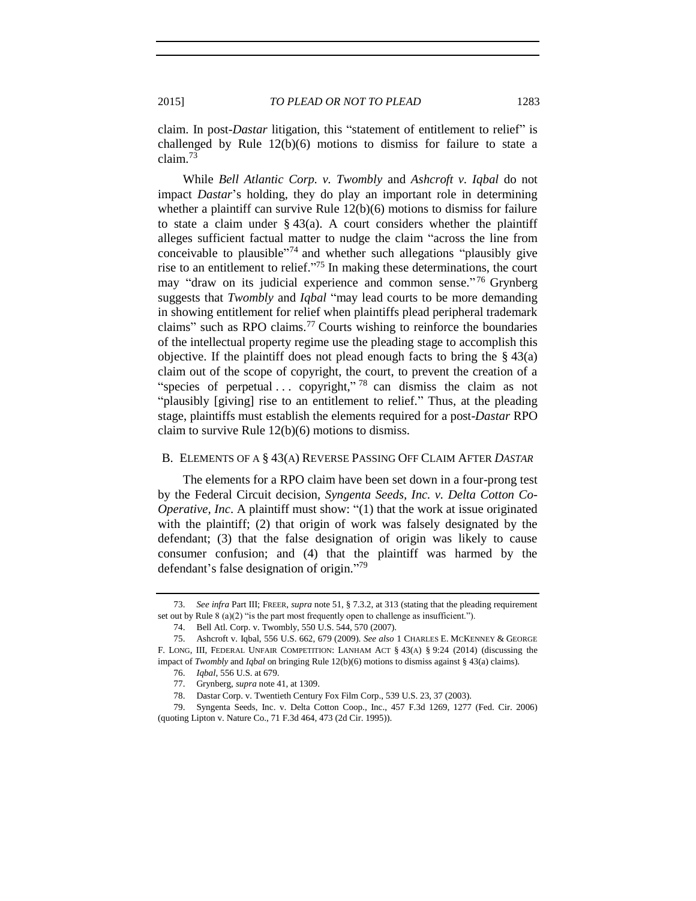claim. In post-*Dastar* litigation, this "statement of entitlement to relief" is challenged by Rule 12(b)(6) motions to dismiss for failure to state a claim.[73]

While *Bell Atlantic Corp. v. Twombly* and *Ashcroft v. Iqbal* do not impact *Dastar*'s holding, they do play an important role in determining whether a plaintiff can survive Rule 12(b)(6) motions to dismiss for failure to state a claim under § 43(a). A court considers whether the plaintiff alleges sufficient factual matter to nudge the claim "across the line from conceivable to plausible"[74] and whether such allegations "plausibly give rise to an entitlement to relief."[75] In making these determinations, the court may "draw on its judicial experience and common sense."[76] Grynberg suggests that *Twombly* and *Iqbal* "may lead courts to be more demanding in showing entitlement for relief when plaintiffs plead peripheral trademark claims" such as RPO claims.[77] Courts wishing to reinforce the boundaries of the intellectual property regime use the pleading stage to accomplish this objective. If the plaintiff does not plead enough facts to bring the § 43(a) claim out of the scope of copyright, the court, to prevent the creation of a "species of perpetual . . . copyright,"[78] can dismiss the claim as not "plausibly [giving] rise to an entitlement to relief." Thus, at the pleading stage, plaintiffs must establish the elements required for a post-*Dastar* RPO claim to survive Rule 12(b)(6) motions to dismiss.

## B. Elements of a § 43(a) Reverse Passing Off Claim After *Dastar*

The elements for a RPO claim have been set down in a four-prong test by the Federal Circuit decision, *Syngenta Seeds, Inc. v. Delta Cotton Co-Operative, Inc*. A plaintiff must show: "(1) that the work at issue originated with the plaintiff; (2) that origin of work was falsely designated by the defendant; (3) that the false designation of origin was likely to cause consumer confusion; and (4) that the plaintiff was harmed by the defendant's false designation of origin."[79]

---

73. *See infra* Part III; FREER, *supra* note 51, § 7.3.2, at 313 (stating that the pleading requirement set out by Rule 8 (a)(2) "is the part most frequently open to challenge as insufficient.").

74. Bell Atl. Corp. v. Twombly, 550 U.S. 544, 570 (2007).

75. Ashcroft v. Iqbal, 556 U.S. 662, 679 (2009). *See also* 1 CHARLES E. MCKENNEY & GEORGE F. LONG, III, FEDERAL UNFAIR COMPETITION: LANHAM ACT § 43(A) § 9:24 (2014) (discussing the impact of *Twombly* and *Iqbal* on bringing Rule 12(b)(6) motions to dismiss against § 43(a) claims).

76. *Iqbal*, 556 U.S. at 679.

77. Grynberg, *supra* note 41, at 1309.

78. Dastar Corp. v. Twentieth Century Fox Film Corp., 539 U.S. 23, 37 (2003).

79. Syngenta Seeds, Inc. v. Delta Cotton Coop., Inc., 457 F.3d 1269, 1277 (Fed. Cir. 2006) (quoting Lipton v. Nature Co., 71 F.3d 464, 473 (2d Cir. 1995)).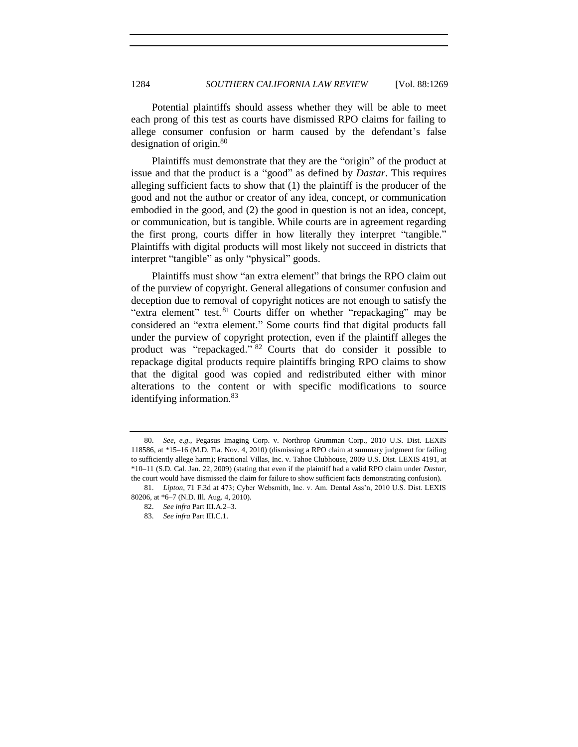Potential plaintiffs should assess whether they will be able to meet each prong of this test as courts have dismissed RPO claims for failing to allege consumer confusion or harm caused by the defendant's false designation of origin.[80]

Plaintiffs must demonstrate that they are the "origin" of the product at issue and that the product is a "good" as defined by *Dastar*. This requires alleging sufficient facts to show that (1) the plaintiff is the producer of the good and not the author or creator of any idea, concept, or communication embodied in the good, and (2) the good in question is not an idea, concept, or communication, but is tangible. While courts are in agreement regarding the first prong, courts differ in how literally they interpret "tangible." Plaintiffs with digital products will most likely not succeed in districts that interpret "tangible" as only "physical" goods.

Plaintiffs must show "an extra element" that brings the RPO claim out of the purview of copyright. General allegations of consumer confusion and deception due to removal of copyright notices are not enough to satisfy the "extra element" test.[81] Courts differ on whether "repackaging" may be considered an "extra element." Some courts find that digital products fall under the purview of copyright protection, even if the plaintiff alleges the product was "repackaged."[82] Courts that do consider it possible to repackage digital products require plaintiffs bringing RPO claims to show that the digital good was copied and redistributed either with minor alterations to the content or with specific modifications to source identifying information.[83]

---

80. *See, e.g.*, Pegasus Imaging Corp. v. Northrop Grumman Corp., 2010 U.S. Dist. LEXIS 118586, at *15–16 (M.D. Fla. Nov. 4, 2010) (dismissing a RPO claim at summary judgment for failing to sufficiently allege harm); Fractional Villas, Inc. v. Tahoe Clubhouse, 2009 U.S. Dist. LEXIS 4191, at *10–11 (S.D. Cal. Jan. 22, 2009) (stating that even if the plaintiff had a valid RPO claim under *Dastar*, the court would have dismissed the claim for failure to show sufficient facts demonstrating confusion).

81. *Lipton*, 71 F.3d at 473; Cyber Websmith, Inc. v. Am. Dental Ass'n, 2010 U.S. Dist. LEXIS 80206, at *6–7 (N.D. Ill. Aug. 4, 2010).

82. *See infra* Part III.A.2–3.

83. *See infra* Part III.C.1.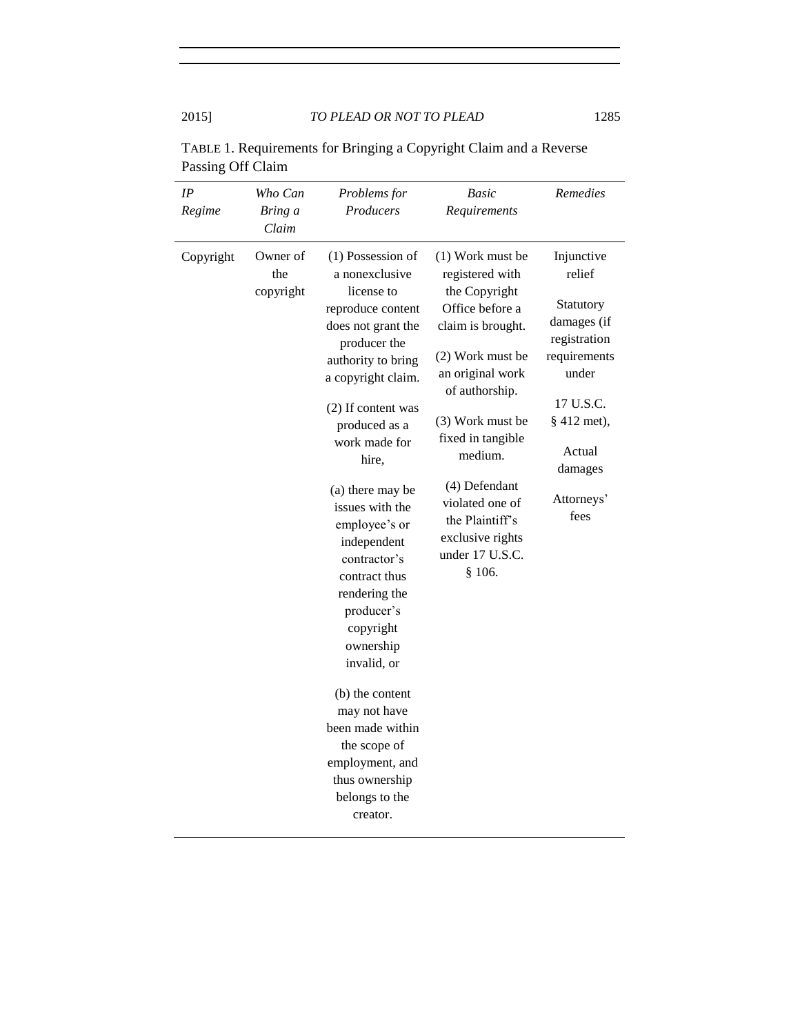TABLE 1. Requirements for Bringing a Copyright Claim and a Reverse Passing Off Claim

| *IP Regime* | *Who Can Bring a Claim* | *Problems for Producers* | *Basic Requirements* | *Remedies* |
|---|---|---|---|---|
| Copyright | Owner of the copyright | (1) Possession of a nonexclusive license to reproduce content does not grant the producer the authority to bring a copyright claim.<br><br>(2) If content was produced as a work made for hire,<br><br>(a) there may be issues with the employee's or independent contractor's contract thus rendering the producer's copyright ownership invalid, or<br><br>(b) the content may not have been made within the scope of employment, and thus ownership belongs to the creator. | (1) Work must be registered with the Copyright Office before a claim is brought.<br><br>(2) Work must be an original work of authorship.<br><br>(3) Work must be fixed in tangible medium.<br><br>(4) Defendant violated one of the Plaintiff's exclusive rights under 17 U.S.C. § 106. | Injunctive relief<br><br>Statutory damages (if registration requirements under 17 U.S.C. § 412 met),<br><br>Actual damages<br><br>Attorneys' fees |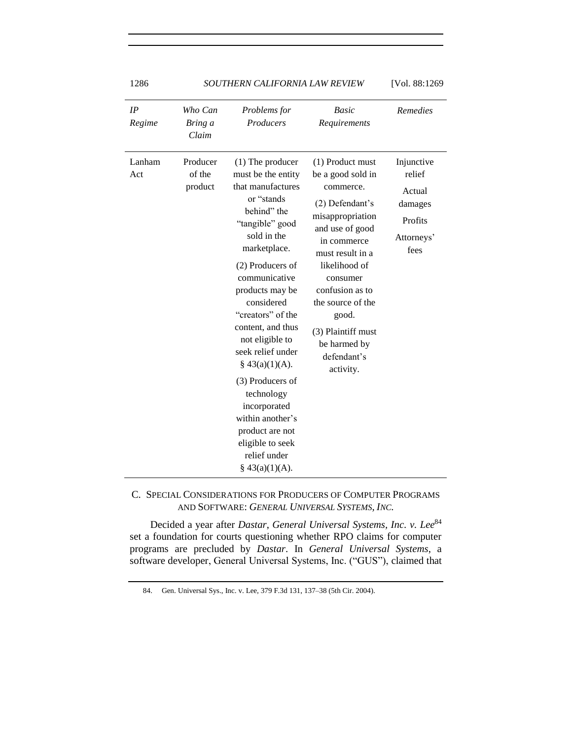| *IP Regime* | *Who Can Bring a Claim* | *Problems for Producers* | *Basic Requirements* | *Remedies* |
|---|---|---|---|---|
| Lanham Act | Producer of the product | (1) The producer must be the entity that manufactures or "stands behind" the "tangible" good sold in the marketplace. (2) Producers of communicative products may be considered "creators" of the content, and thus not eligible to seek relief under § 43(a)(1)(A). (3) Producers of technology incorporated within another's product are not eligible to seek relief under § 43(a)(1)(A). | (1) Product must be a good sold in commerce. (2) Defendant's misappropriation and use of good in commerce must result in a likelihood of consumer confusion as to the source of the good. (3) Plaintiff must be harmed by defendant's activity. | Injunctive relief; Actual damages; Profits; Attorneys' fees |

### C. SPECIAL CONSIDERATIONS FOR PRODUCERS OF COMPUTER PROGRAMS AND SOFTWARE: *GENERAL UNIVERSAL SYSTEMS, INC.*

Decided a year after *Dastar*, *General Universal Systems, Inc. v. Lee*[84] set a foundation for courts questioning whether RPO claims for computer programs are precluded by *Dastar*. In *General Universal Systems*, a software developer, General Universal Systems, Inc. ("GUS"), claimed that

84. Gen. Universal Sys., Inc. v. Lee, 379 F.3d 131, 137–38 (5th Cir. 2004).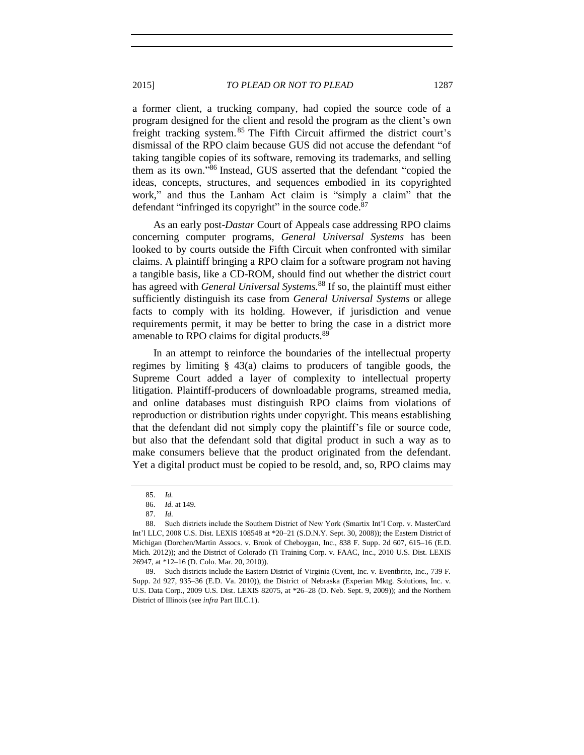a former client, a trucking company, had copied the source code of a program designed for the client and resold the program as the client's own freight tracking system.[85] The Fifth Circuit affirmed the district court's dismissal of the RPO claim because GUS did not accuse the defendant "of taking tangible copies of its software, removing its trademarks, and selling them as its own."[86] Instead, GUS asserted that the defendant "copied the ideas, concepts, structures, and sequences embodied in its copyrighted work," and thus the Lanham Act claim is "simply a claim" that the defendant "infringed its copyright" in the source code.[87]

As an early post-*Dastar* Court of Appeals case addressing RPO claims concerning computer programs, *General Universal Systems* has been looked to by courts outside the Fifth Circuit when confronted with similar claims. A plaintiff bringing a RPO claim for a software program not having a tangible basis, like a CD-ROM, should find out whether the district court has agreed with *General Universal Systems.*[88] If so, the plaintiff must either sufficiently distinguish its case from *General Universal Systems* or allege facts to comply with its holding. However, if jurisdiction and venue requirements permit, it may be better to bring the case in a district more amenable to RPO claims for digital products.[89]

In an attempt to reinforce the boundaries of the intellectual property regimes by limiting § 43(a) claims to producers of tangible goods, the Supreme Court added a layer of complexity to intellectual property litigation. Plaintiff-producers of downloadable programs, streamed media, and online databases must distinguish RPO claims from violations of reproduction or distribution rights under copyright. This means establishing that the defendant did not simply copy the plaintiff's file or source code, but also that the defendant sold that digital product in such a way as to make consumers believe that the product originated from the defendant. Yet a digital product must be copied to be resold, and, so, RPO claims may

85. *Id.*

86. *Id.* at 149.

87. *Id.*

88. Such districts include the Southern District of New York (Smartix Int'l Corp. v. MasterCard Int'l LLC, 2008 U.S. Dist. LEXIS 108548 at *20–21 (S.D.N.Y. Sept. 30, 2008)); the Eastern District of Michigan (Dorchen/Martin Assocs. v. Brook of Cheboygan, Inc., 838 F. Supp. 2d 607, 615–16 (E.D. Mich. 2012)); and the District of Colorado (Ti Training Corp. v. FAAC, Inc., 2010 U.S. Dist. LEXIS 26947, at *12–16 (D. Colo. Mar. 20, 2010)).

89. Such districts include the Eastern District of Virginia (Cvent, Inc. v. Eventbrite, Inc., 739 F. Supp. 2d 927, 935–36 (E.D. Va. 2010)), the District of Nebraska (Experian Mktg. Solutions, Inc. v. U.S. Data Corp., 2009 U.S. Dist. LEXIS 82075, at *26–28 (D. Neb. Sept. 9, 2009)); and the Northern District of Illinois (see *infra* Part III.C.1).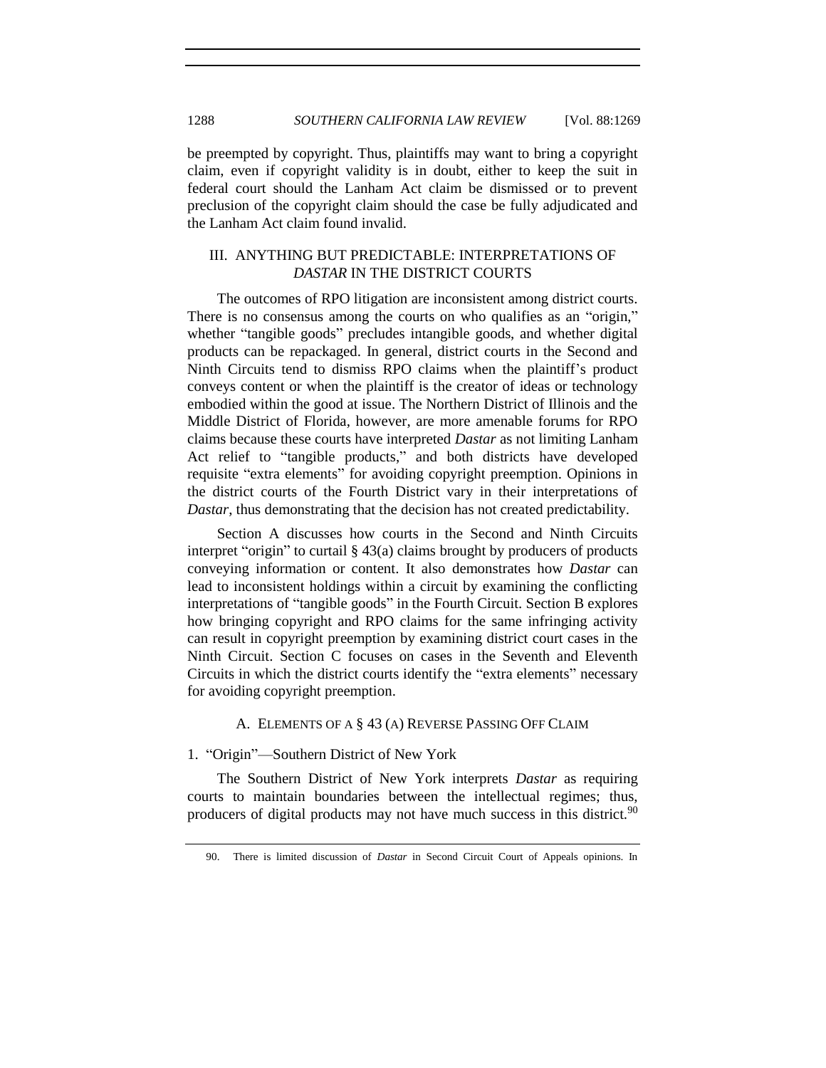be preempted by copyright. Thus, plaintiffs may want to bring a copyright claim, even if copyright validity is in doubt, either to keep the suit in federal court should the Lanham Act claim be dismissed or to prevent preclusion of the copyright claim should the case be fully adjudicated and the Lanham Act claim found invalid.

## III. ANYTHING BUT PREDICTABLE: INTERPRETATIONS OF *DASTAR* IN THE DISTRICT COURTS

The outcomes of RPO litigation are inconsistent among district courts. There is no consensus among the courts on who qualifies as an "origin," whether "tangible goods" precludes intangible goods, and whether digital products can be repackaged. In general, district courts in the Second and Ninth Circuits tend to dismiss RPO claims when the plaintiff's product conveys content or when the plaintiff is the creator of ideas or technology embodied within the good at issue. The Northern District of Illinois and the Middle District of Florida, however, are more amenable forums for RPO claims because these courts have interpreted *Dastar* as not limiting Lanham Act relief to "tangible products," and both districts have developed requisite "extra elements" for avoiding copyright preemption. Opinions in the district courts of the Fourth District vary in their interpretations of *Dastar*, thus demonstrating that the decision has not created predictability.

Section A discusses how courts in the Second and Ninth Circuits interpret "origin" to curtail § 43(a) claims brought by producers of products conveying information or content. It also demonstrates how *Dastar* can lead to inconsistent holdings within a circuit by examining the conflicting interpretations of "tangible goods" in the Fourth Circuit. Section B explores how bringing copyright and RPO claims for the same infringing activity can result in copyright preemption by examining district court cases in the Ninth Circuit. Section C focuses on cases in the Seventh and Eleventh Circuits in which the district courts identify the "extra elements" necessary for avoiding copyright preemption.

### A. ELEMENTS OF A § 43 (A) REVERSE PASSING OFF CLAIM

#### 1. "Origin"—Southern District of New York

The Southern District of New York interprets *Dastar* as requiring courts to maintain boundaries between the intellectual regimes; thus, producers of digital products may not have much success in this district.[90]

90. There is limited discussion of *Dastar* in Second Circuit Court of Appeals opinions. In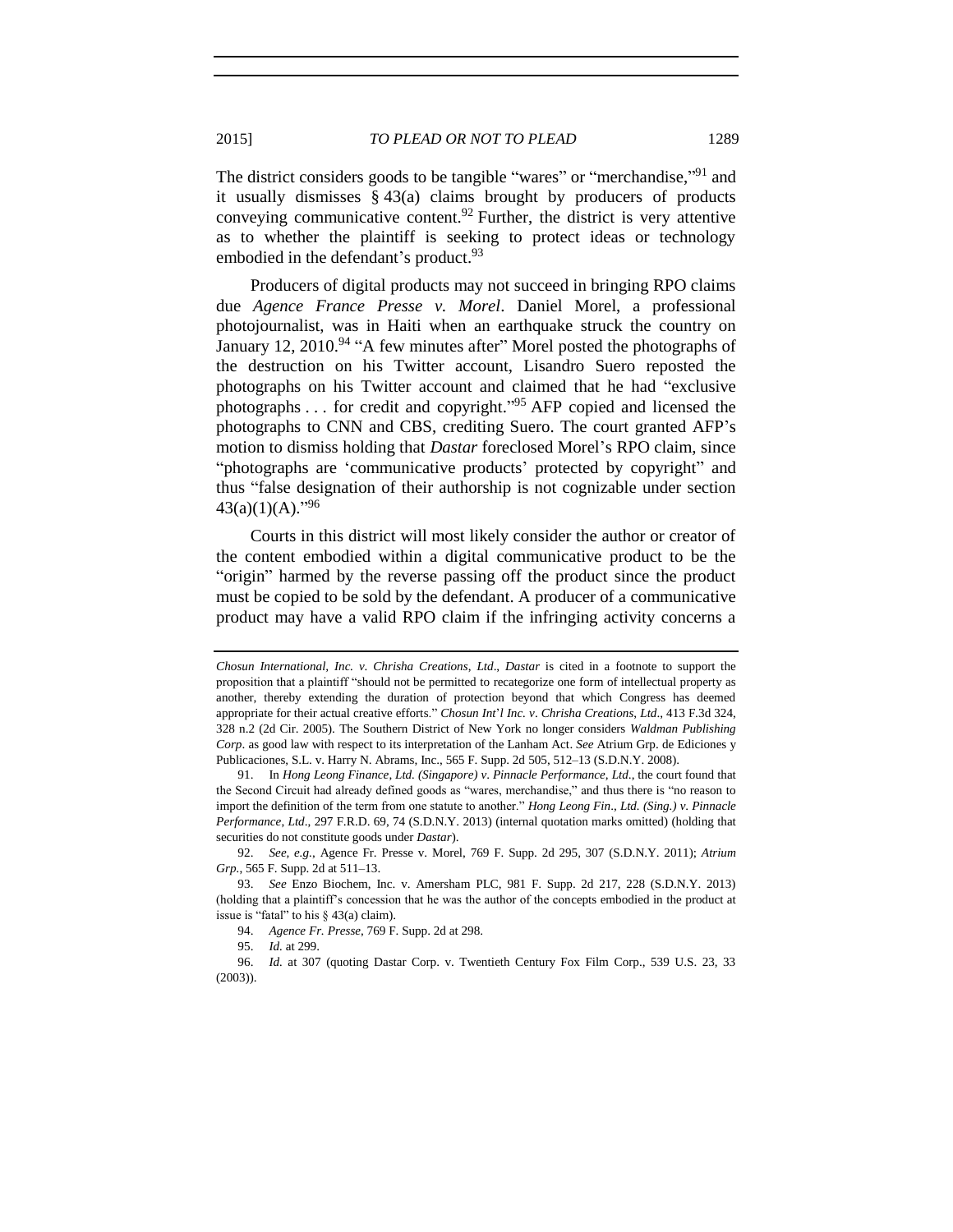The district considers goods to be tangible "wares" or "merchandise,"[91] and it usually dismisses § 43(a) claims brought by producers of products conveying communicative content.[92] Further, the district is very attentive as to whether the plaintiff is seeking to protect ideas or technology embodied in the defendant's product.[93]

Producers of digital products may not succeed in bringing RPO claims due *Agence France Presse v. Morel*. Daniel Morel, a professional photojournalist, was in Haiti when an earthquake struck the country on January 12, 2010.[94] "A few minutes after" Morel posted the photographs of the destruction on his Twitter account, Lisandro Suero reposted the photographs on his Twitter account and claimed that he had "exclusive photographs . . . for credit and copyright."[95] AFP copied and licensed the photographs to CNN and CBS, crediting Suero. The court granted AFP's motion to dismiss holding that *Dastar* foreclosed Morel's RPO claim, since "photographs are 'communicative products' protected by copyright" and thus "false designation of their authorship is not cognizable under section 43(a)(1)(A)."[96]

Courts in this district will most likely consider the author or creator of the content embodied within a digital communicative product to be the "origin" harmed by the reverse passing off the product since the product must be copied to be sold by the defendant. A producer of a communicative product may have a valid RPO claim if the infringing activity concerns a

---

*Chosun International, Inc. v. Chrisha Creations, Ltd*., *Dastar* is cited in a footnote to support the proposition that a plaintiff "should not be permitted to recategorize one form of intellectual property as another, thereby extending the duration of protection beyond that which Congress has deemed appropriate for their actual creative efforts." *Chosun Int'l Inc. v. Chrisha Creations, Ltd*., 413 F.3d 324, 328 n.2 (2d Cir. 2005). The Southern District of New York no longer considers *Waldman Publishing Corp*. as good law with respect to its interpretation of the Lanham Act. *See* Atrium Grp. de Ediciones y Publicaciones, S.L. v. Harry N. Abrams, Inc., 565 F. Supp. 2d 505, 512–13 (S.D.N.Y. 2008).

91. In *Hong Leong Finance, Ltd. (Singapore) v. Pinnacle Performance, Ltd*., the court found that the Second Circuit had already defined goods as "wares, merchandise," and thus there is "no reason to import the definition of the term from one statute to another." *Hong Leong Fin., Ltd. (Sing.) v. Pinnacle Performance, Ltd*., 297 F.R.D. 69, 74 (S.D.N.Y. 2013) (internal quotation marks omitted) (holding that securities do not constitute goods under *Dastar*).

92. *See, e.g.*, Agence Fr. Presse v. Morel, 769 F. Supp. 2d 295, 307 (S.D.N.Y. 2011); *Atrium Grp.*, 565 F. Supp. 2d at 511–13.

93. *See* Enzo Biochem, Inc. v. Amersham PLC, 981 F. Supp. 2d 217, 228 (S.D.N.Y. 2013) (holding that a plaintiff's concession that he was the author of the concepts embodied in the product at issue is "fatal" to his § 43(a) claim).

94. *Agence Fr. Presse*, 769 F. Supp. 2d at 298.

95. *Id.* at 299.

96. *Id.* at 307 (quoting Dastar Corp. v. Twentieth Century Fox Film Corp., 539 U.S. 23, 33 (2003)).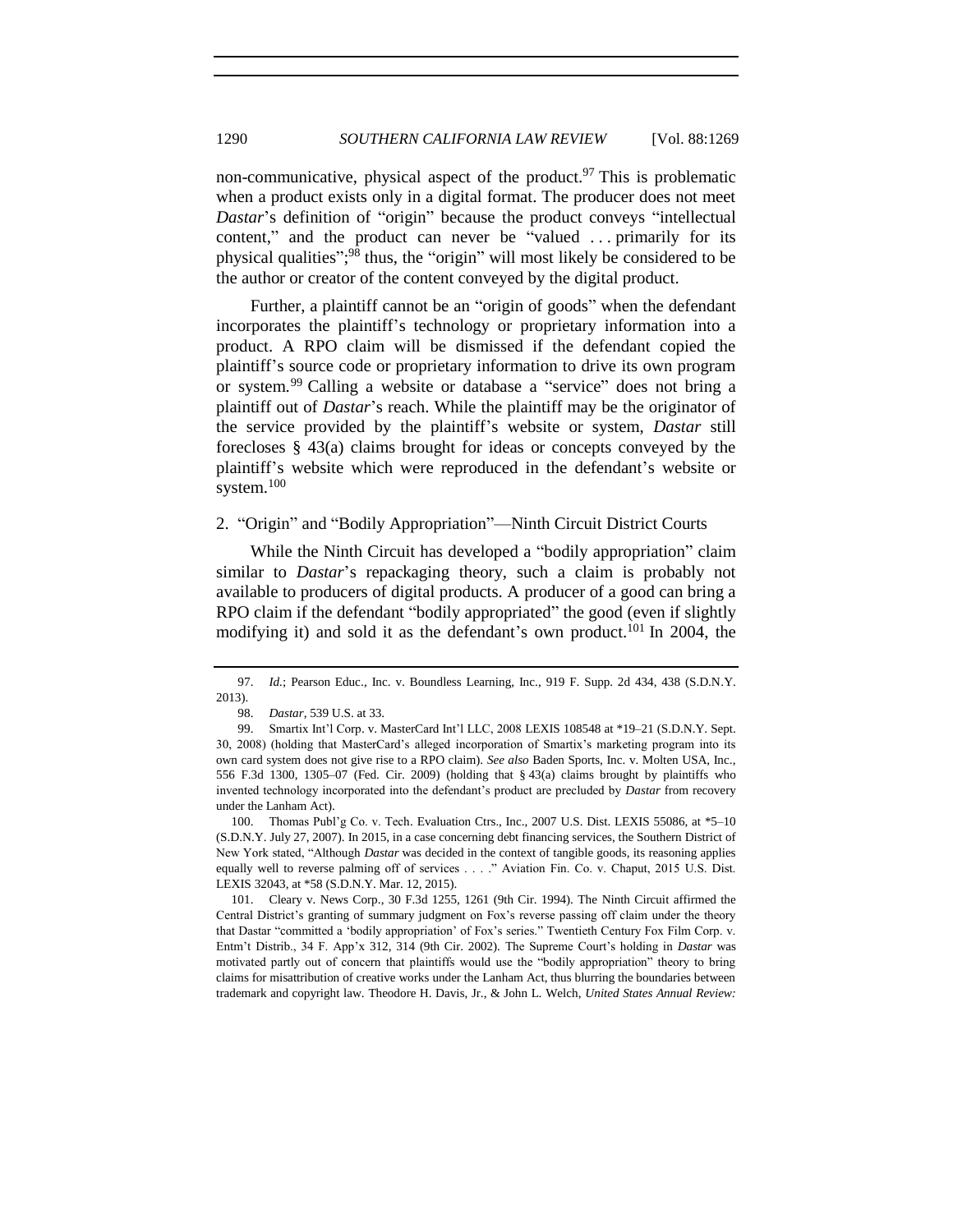non-communicative, physical aspect of the product.[97] This is problematic when a product exists only in a digital format. The producer does not meet *Dastar*'s definition of "origin" because the product conveys "intellectual content," and the product can never be "valued . . . primarily for its physical qualities";[98] thus, the "origin" will most likely be considered to be the author or creator of the content conveyed by the digital product.

Further, a plaintiff cannot be an "origin of goods" when the defendant incorporates the plaintiff's technology or proprietary information into a product. A RPO claim will be dismissed if the defendant copied the plaintiff's source code or proprietary information to drive its own program or system.[99] Calling a website or database a "service" does not bring a plaintiff out of *Dastar*'s reach. While the plaintiff may be the originator of the service provided by the plaintiff's website or system, *Dastar* still forecloses § 43(a) claims brought for ideas or concepts conveyed by the plaintiff's website which were reproduced in the defendant's website or system.[100]

### 2. "Origin" and "Bodily Appropriation"—Ninth Circuit District Courts

While the Ninth Circuit has developed a "bodily appropriation" claim similar to *Dastar*'s repackaging theory, such a claim is probably not available to producers of digital products. A producer of a good can bring a RPO claim if the defendant "bodily appropriated" the good (even if slightly modifying it) and sold it as the defendant's own product.[101] In 2004, the

---

97. *Id.*; Pearson Educ., Inc. v. Boundless Learning, Inc., 919 F. Supp. 2d 434, 438 (S.D.N.Y. 2013).

98. *Dastar*, 539 U.S. at 33.

99. Smartix Int'l Corp. v. MasterCard Int'l LLC, 2008 LEXIS 108548 at *19–21 (S.D.N.Y. Sept. 30, 2008) (holding that MasterCard's alleged incorporation of Smartix's marketing program into its own card system does not give rise to a RPO claim). *See also* Baden Sports, Inc. v. Molten USA, Inc., 556 F.3d 1300, 1305–07 (Fed. Cir. 2009) (holding that § 43(a) claims brought by plaintiffs who invented technology incorporated into the defendant's product are precluded by *Dastar* from recovery under the Lanham Act).

100. Thomas Publ'g Co. v. Tech. Evaluation Ctrs., Inc., 2007 U.S. Dist. LEXIS 55086, at *5–10 (S.D.N.Y. July 27, 2007). In 2015, in a case concerning debt financing services, the Southern District of New York stated, "Although *Dastar* was decided in the context of tangible goods, its reasoning applies equally well to reverse palming off of services . . . ." Aviation Fin. Co. v. Chaput, 2015 U.S. Dist. LEXIS 32043, at *58 (S.D.N.Y. Mar. 12, 2015).

101. Cleary v. News Corp., 30 F.3d 1255, 1261 (9th Cir. 1994). The Ninth Circuit affirmed the Central District's granting of summary judgment on Fox's reverse passing off claim under the theory that Dastar "committed a 'bodily appropriation' of Fox's series." Twentieth Century Fox Film Corp. v. Entm't Distrib., 34 F. App'x 312, 314 (9th Cir. 2002). The Supreme Court's holding in *Dastar* was motivated partly out of concern that plaintiffs would use the "bodily appropriation" theory to bring claims for misattribution of creative works under the Lanham Act, thus blurring the boundaries between trademark and copyright law. Theodore H. Davis, Jr., & John L. Welch, *United States Annual Review:*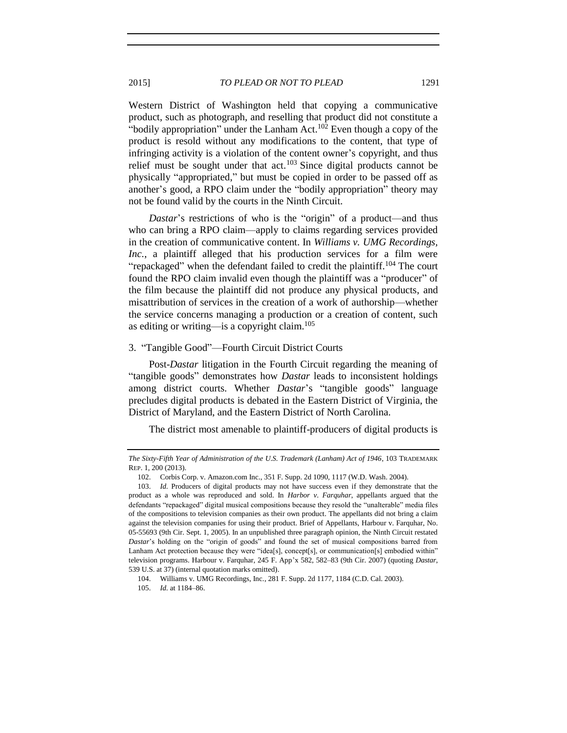Western District of Washington held that copying a communicative product, such as photograph, and reselling that product did not constitute a "bodily appropriation" under the Lanham Act.[102] Even though a copy of the product is resold without any modifications to the content, that type of infringing activity is a violation of the content owner's copyright, and thus relief must be sought under that act.[103] Since digital products cannot be physically "appropriated," but must be copied in order to be passed off as another's good, a RPO claim under the "bodily appropriation" theory may not be found valid by the courts in the Ninth Circuit.

*Dastar*'s restrictions of who is the "origin" of a product—and thus who can bring a RPO claim—apply to claims regarding services provided in the creation of communicative content. In *Williams v. UMG Recordings, Inc.*, a plaintiff alleged that his production services for a film were "repackaged" when the defendant failed to credit the plaintiff.[104] The court found the RPO claim invalid even though the plaintiff was a "producer" of the film because the plaintiff did not produce any physical products, and misattribution of services in the creation of a work of authorship—whether the service concerns managing a production or a creation of content, such as editing or writing—is a copyright claim.[105]

### 3. "Tangible Good"—Fourth Circuit District Courts

Post-*Dastar* litigation in the Fourth Circuit regarding the meaning of "tangible goods" demonstrates how *Dastar* leads to inconsistent holdings among district courts. Whether *Dastar*'s "tangible goods" language precludes digital products is debated in the Eastern District of Virginia, the District of Maryland, and the Eastern District of North Carolina.

The district most amenable to plaintiff-producers of digital products is

---

*The Sixty-Fifth Year of Administration of the U.S. Trademark (Lanham) Act of 1946*, 103 TRADEMARK REP. 1, 200 (2013).

102. Corbis Corp. v. Amazon.com Inc., 351 F. Supp. 2d 1090, 1117 (W.D. Wash. 2004).

103. *Id.* Producers of digital products may not have success even if they demonstrate that the product as a whole was reproduced and sold. In *Harbor v. Farquhar*, appellants argued that the defendants "repackaged" digital musical compositions because they resold the "unalterable" media files of the compositions to television companies as their own product. The appellants did not bring a claim against the television companies for using their product. Brief of Appellants, Harbour v. Farquhar, No. 05-55693 (9th Cir. Sept. 1, 2005). In an unpublished three paragraph opinion, the Ninth Circuit restated *Dastar*'s holding on the "origin of goods" and found the set of musical compositions barred from Lanham Act protection because they were "idea[s], concept[s], or communication[s] embodied within" television programs. Harbour v. Farquhar, 245 F. App'x 582, 582–83 (9th Cir. 2007) (quoting *Dastar*, 539 U.S. at 37) (internal quotation marks omitted).

104. Williams v. UMG Recordings, Inc., 281 F. Supp. 2d 1177, 1184 (C.D. Cal. 2003).

105. *Id.* at 1184–86.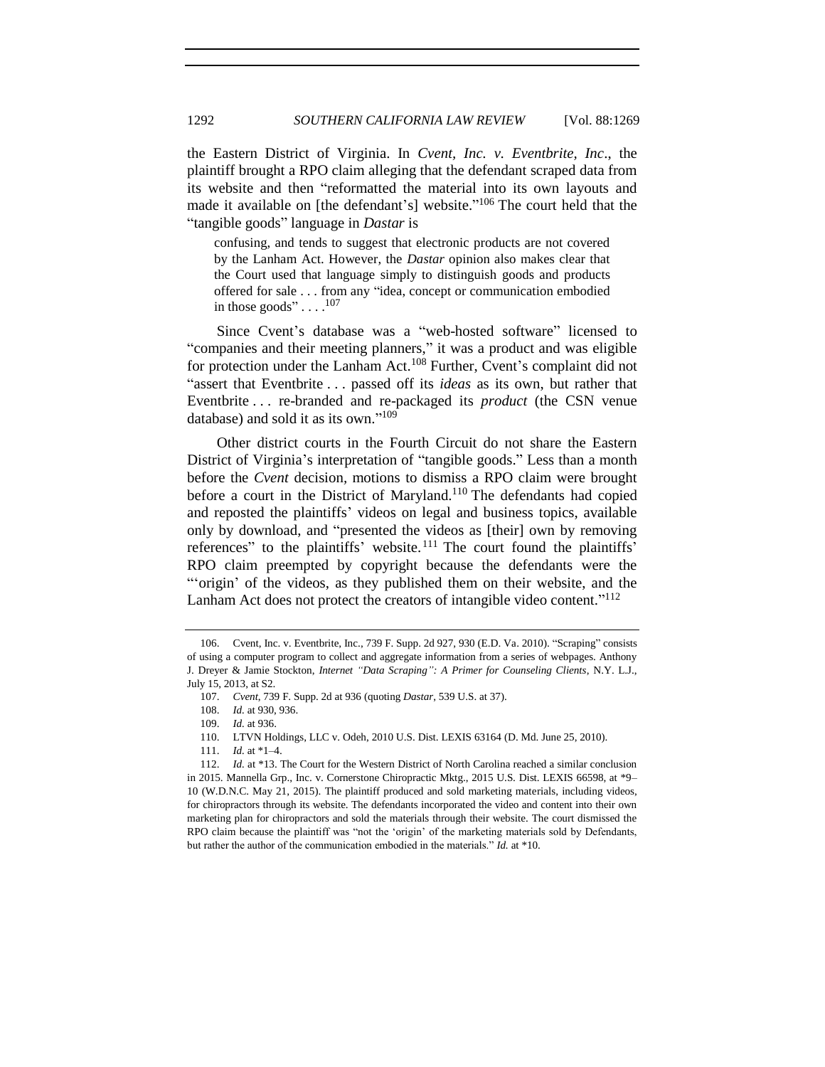the Eastern District of Virginia. In *Cvent, Inc. v. Eventbrite, Inc*., the plaintiff brought a RPO claim alleging that the defendant scraped data from its website and then "reformatted the material into its own layouts and made it available on [the defendant's] website."[106] The court held that the "tangible goods" language in *Dastar* is

> confusing, and tends to suggest that electronic products are not covered by the Lanham Act. However, the *Dastar* opinion also makes clear that the Court used that language simply to distinguish goods and products offered for sale . . . from any "idea, concept or communication embodied in those goods" . . . .[107]

Since Cvent's database was a "web-hosted software" licensed to "companies and their meeting planners," it was a product and was eligible for protection under the Lanham Act.[108] Further, Cvent's complaint did not "assert that Eventbrite . . . passed off its *ideas* as its own, but rather that Eventbrite . . . re-branded and re-packaged its *product* (the CSN venue database) and sold it as its own."[109]

Other district courts in the Fourth Circuit do not share the Eastern District of Virginia's interpretation of "tangible goods." Less than a month before the *Cvent* decision, motions to dismiss a RPO claim were brought before a court in the District of Maryland.[110] The defendants had copied and reposted the plaintiffs' videos on legal and business topics, available only by download, and "presented the videos as [their] own by removing references" to the plaintiffs' website.[111] The court found the plaintiffs' RPO claim preempted by copyright because the defendants were the "'origin' of the videos, as they published them on their website, and the Lanham Act does not protect the creators of intangible video content."[112]

---

106. Cvent, Inc. v. Eventbrite, Inc., 739 F. Supp. 2d 927, 930 (E.D. Va. 2010). "Scraping" consists of using a computer program to collect and aggregate information from a series of webpages. Anthony J. Dreyer & Jamie Stockton, *Internet "Data Scraping": A Primer for Counseling Clients*, N.Y. L.J., July 15, 2013, at S2.

107. *Cvent*, 739 F. Supp. 2d at 936 (quoting *Dastar*, 539 U.S. at 37).

108. *Id.* at 930, 936.

109. *Id.* at 936.

110. LTVN Holdings, LLC v. Odeh, 2010 U.S. Dist. LEXIS 63164 (D. Md. June 25, 2010).

111. *Id.* at *1–4.

112. *Id.* at *13. The Court for the Western District of North Carolina reached a similar conclusion in 2015. Mannella Grp., Inc. v. Cornerstone Chiropractic Mktg., 2015 U.S. Dist. LEXIS 66598, at *9–10 (W.D.N.C. May 21, 2015). The plaintiff produced and sold marketing materials, including videos, for chiropractors through its website. The defendants incorporated the video and content into their own marketing plan for chiropractors and sold the materials through their website. The court dismissed the RPO claim because the plaintiff was "not the 'origin' of the marketing materials sold by Defendants, but rather the author of the communication embodied in the materials." *Id.* at *10.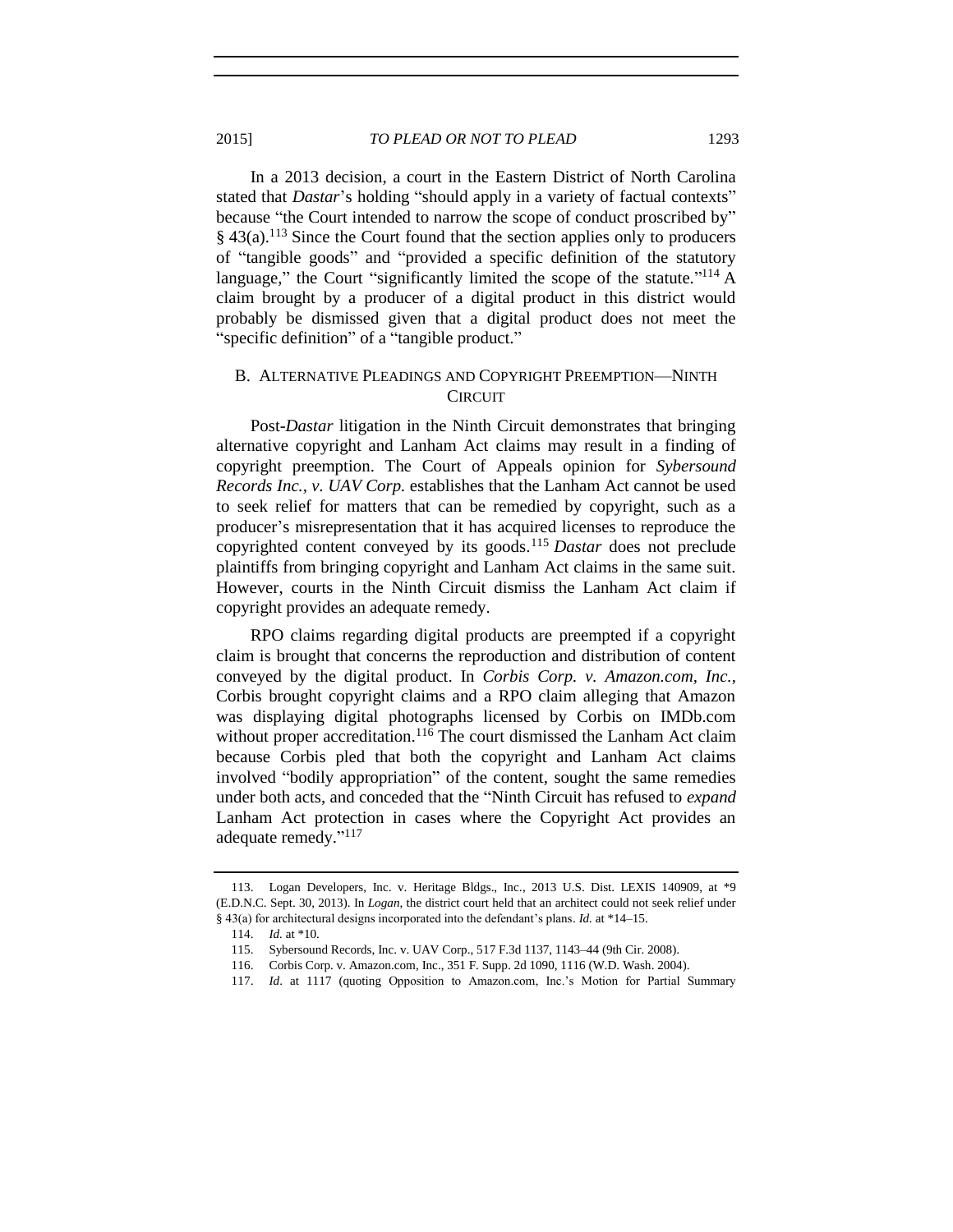In a 2013 decision, a court in the Eastern District of North Carolina stated that *Dastar*'s holding "should apply in a variety of factual contexts" because "the Court intended to narrow the scope of conduct proscribed by" § 43(a).[113] Since the Court found that the section applies only to producers of "tangible goods" and "provided a specific definition of the statutory language," the Court "significantly limited the scope of the statute."[114] A claim brought by a producer of a digital product in this district would probably be dismissed given that a digital product does not meet the "specific definition" of a "tangible product."

### B. Alternative Pleadings and Copyright Preemption—Ninth Circuit

Post-*Dastar* litigation in the Ninth Circuit demonstrates that bringing alternative copyright and Lanham Act claims may result in a finding of copyright preemption. The Court of Appeals opinion for *Sybersound Records Inc., v. UAV Corp.* establishes that the Lanham Act cannot be used to seek relief for matters that can be remedied by copyright, such as a producer's misrepresentation that it has acquired licenses to reproduce the copyrighted content conveyed by its goods.[115] *Dastar* does not preclude plaintiffs from bringing copyright and Lanham Act claims in the same suit. However, courts in the Ninth Circuit dismiss the Lanham Act claim if copyright provides an adequate remedy.

RPO claims regarding digital products are preempted if a copyright claim is brought that concerns the reproduction and distribution of content conveyed by the digital product. In *Corbis Corp. v. Amazon.com, Inc.*, Corbis brought copyright claims and a RPO claim alleging that Amazon was displaying digital photographs licensed by Corbis on IMDb.com without proper accreditation.[116] The court dismissed the Lanham Act claim because Corbis pled that both the copyright and Lanham Act claims involved "bodily appropriation" of the content, sought the same remedies under both acts, and conceded that the "Ninth Circuit has refused to *expand* Lanham Act protection in cases where the Copyright Act provides an adequate remedy."[117]

---

113. Logan Developers, Inc. v. Heritage Bldgs., Inc., 2013 U.S. Dist. LEXIS 140909, at *9 (E.D.N.C. Sept. 30, 2013). In *Logan*, the district court held that an architect could not seek relief under § 43(a) for architectural designs incorporated into the defendant's plans. *Id.* at *14–15.

114. *Id.* at *10.

115. Sybersound Records, Inc. v. UAV Corp., 517 F.3d 1137, 1143–44 (9th Cir. 2008).

116. Corbis Corp. v. Amazon.com, Inc., 351 F. Supp. 2d 1090, 1116 (W.D. Wash. 2004).

117. *Id*. at 1117 (quoting Opposition to Amazon.com, Inc.'s Motion for Partial Summary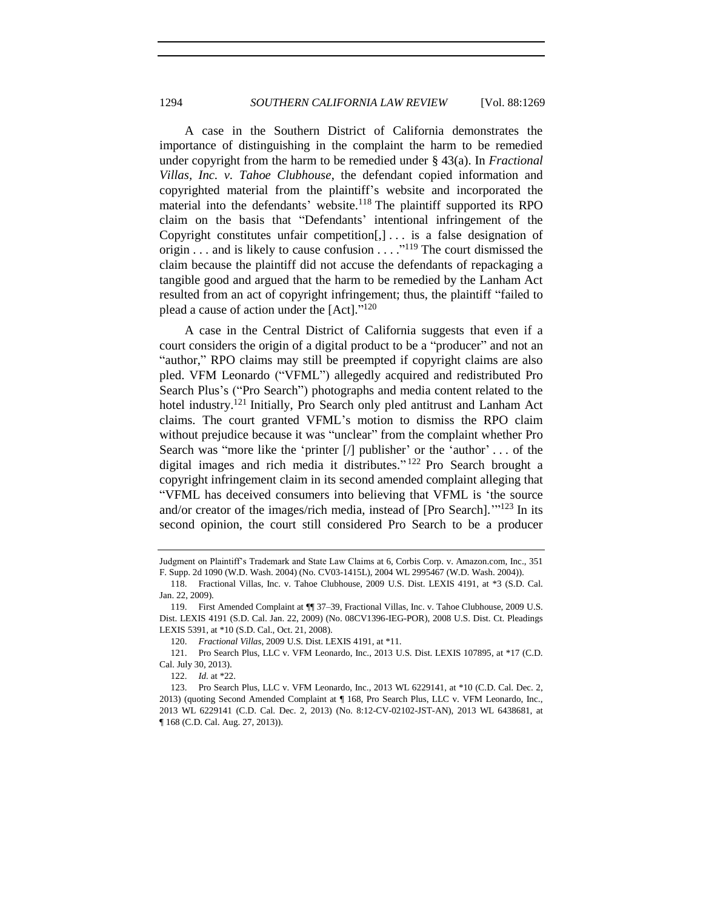A case in the Southern District of California demonstrates the importance of distinguishing in the complaint the harm to be remedied under copyright from the harm to be remedied under § 43(a). In *Fractional Villas, Inc. v. Tahoe Clubhouse*, the defendant copied information and copyrighted material from the plaintiff's website and incorporated the material into the defendants' website.[118] The plaintiff supported its RPO claim on the basis that "Defendants' intentional infringement of the Copyright constitutes unfair competition[,] . . . is a false designation of origin . . . and is likely to cause confusion . . . ."[119] The court dismissed the claim because the plaintiff did not accuse the defendants of repackaging a tangible good and argued that the harm to be remedied by the Lanham Act resulted from an act of copyright infringement; thus, the plaintiff "failed to plead a cause of action under the [Act]."[120]

A case in the Central District of California suggests that even if a court considers the origin of a digital product to be a "producer" and not an "author," RPO claims may still be preempted if copyright claims are also pled. VFM Leonardo ("VFML") allegedly acquired and redistributed Pro Search Plus's ("Pro Search") photographs and media content related to the hotel industry.[121] Initially, Pro Search only pled antitrust and Lanham Act claims. The court granted VFML's motion to dismiss the RPO claim without prejudice because it was "unclear" from the complaint whether Pro Search was "more like the 'printer [/] publisher' or the 'author' . . . of the digital images and rich media it distributes."[122] Pro Search brought a copyright infringement claim in its second amended complaint alleging that "VFML has deceived consumers into believing that VFML is 'the source and/or creator of the images/rich media, instead of [Pro Search].'"[123] In its second opinion, the court still considered Pro Search to be a producer

---

Judgment on Plaintiff's Trademark and State Law Claims at 6, Corbis Corp. v. Amazon.com, Inc., 351 F. Supp. 2d 1090 (W.D. Wash. 2004) (No. CV03-1415L), 2004 WL 2995467 (W.D. Wash. 2004)).

118. Fractional Villas, Inc. v. Tahoe Clubhouse, 2009 U.S. Dist. LEXIS 4191, at *3 (S.D. Cal. Jan. 22, 2009).

119. First Amended Complaint at ¶¶ 37–39, Fractional Villas, Inc. v. Tahoe Clubhouse, 2009 U.S. Dist. LEXIS 4191 (S.D. Cal. Jan. 22, 2009) (No. 08CV1396-IEG-POR), 2008 U.S. Dist. Ct. Pleadings LEXIS 5391, at *10 (S.D. Cal., Oct. 21, 2008).

120. *Fractional Villas*, 2009 U.S. Dist. LEXIS 4191, at *11.

121. Pro Search Plus, LLC v. VFM Leonardo, Inc., 2013 U.S. Dist. LEXIS 107895, at *17 (C.D. Cal. July 30, 2013).

122. *Id.* at *22.

123. Pro Search Plus, LLC v. VFM Leonardo, Inc., 2013 WL 6229141, at *10 (C.D. Cal. Dec. 2, 2013) (quoting Second Amended Complaint at ¶ 168, Pro Search Plus, LLC v. VFM Leonardo, Inc., 2013 WL 6229141 (C.D. Cal. Dec. 2, 2013) (No. 8:12-CV-02102-JST-AN), 2013 WL 6438681, at ¶ 168 (C.D. Cal. Aug. 27, 2013)).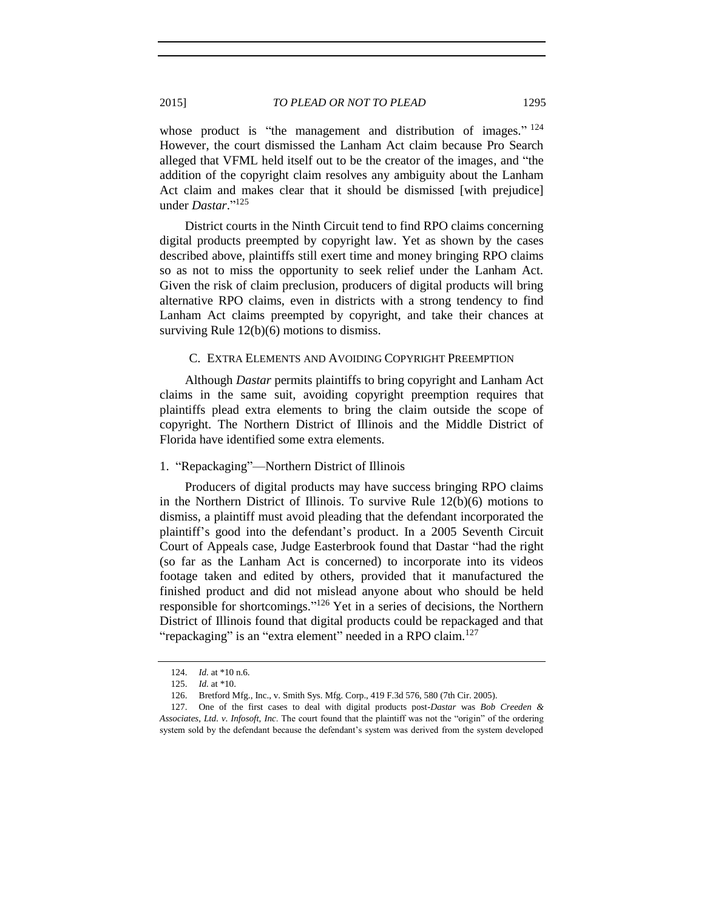whose product is "the management and distribution of images." [124] However, the court dismissed the Lanham Act claim because Pro Search alleged that VFML held itself out to be the creator of the images, and "the addition of the copyright claim resolves any ambiguity about the Lanham Act claim and makes clear that it should be dismissed [with prejudice] under *Dastar*."[125]

District courts in the Ninth Circuit tend to find RPO claims concerning digital products preempted by copyright law. Yet as shown by the cases described above, plaintiffs still exert time and money bringing RPO claims so as not to miss the opportunity to seek relief under the Lanham Act. Given the risk of claim preclusion, producers of digital products will bring alternative RPO claims, even in districts with a strong tendency to find Lanham Act claims preempted by copyright, and take their chances at surviving Rule 12(b)(6) motions to dismiss.

### C. Extra Elements and Avoiding Copyright Preemption

Although *Dastar* permits plaintiffs to bring copyright and Lanham Act claims in the same suit, avoiding copyright preemption requires that plaintiffs plead extra elements to bring the claim outside the scope of copyright. The Northern District of Illinois and the Middle District of Florida have identified some extra elements.

#### 1. "Repackaging"—Northern District of Illinois

Producers of digital products may have success bringing RPO claims in the Northern District of Illinois. To survive Rule 12(b)(6) motions to dismiss, a plaintiff must avoid pleading that the defendant incorporated the plaintiff's good into the defendant's product. In a 2005 Seventh Circuit Court of Appeals case, Judge Easterbrook found that Dastar "had the right (so far as the Lanham Act is concerned) to incorporate into its videos footage taken and edited by others, provided that it manufactured the finished product and did not mislead anyone about who should be held responsible for shortcomings."[126] Yet in a series of decisions, the Northern District of Illinois found that digital products could be repackaged and that "repackaging" is an "extra element" needed in a RPO claim.[127]

---

124. *Id.* at *10 n.6.

125. *Id.* at *10.

126. Bretford Mfg., Inc., v. Smith Sys. Mfg. Corp., 419 F.3d 576, 580 (7th Cir. 2005).

127. One of the first cases to deal with digital products post-*Dastar* was *Bob Creeden & Associates, Ltd. v. Infosoft, Inc*. The court found that the plaintiff was not the "origin" of the ordering system sold by the defendant because the defendant's system was derived from the system developed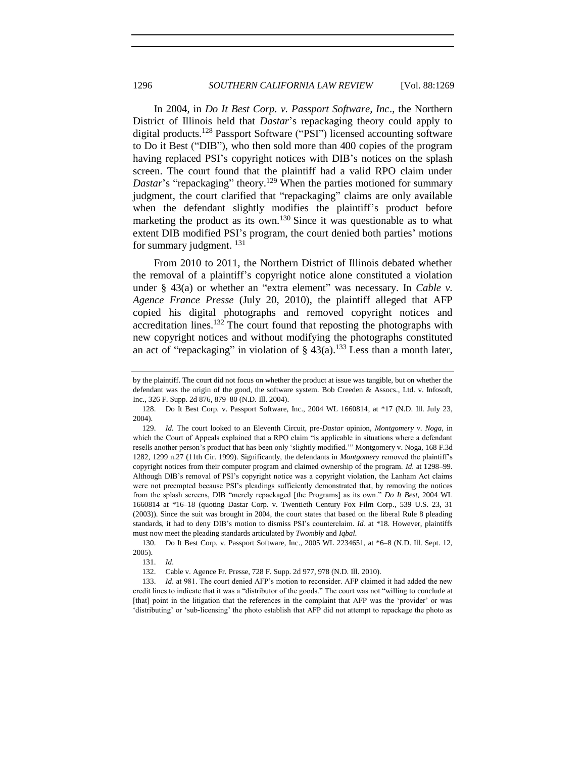In 2004, in *Do It Best Corp. v. Passport Software, Inc*., the Northern District of Illinois held that *Dastar*'s repackaging theory could apply to digital products.[128] Passport Software ("PSI") licensed accounting software to Do it Best ("DIB"), who then sold more than 400 copies of the program having replaced PSI's copyright notices with DIB's notices on the splash screen. The court found that the plaintiff had a valid RPO claim under *Dastar*'s "repackaging" theory.[129] When the parties motioned for summary judgment, the court clarified that "repackaging" claims are only available when the defendant slightly modifies the plaintiff's product before marketing the product as its own.[130] Since it was questionable as to what extent DIB modified PSI's program, the court denied both parties' motions for summary judgment. [131]

From 2010 to 2011, the Northern District of Illinois debated whether the removal of a plaintiff's copyright notice alone constituted a violation under § 43(a) or whether an "extra element" was necessary. In *Cable v. Agence France Presse* (July 20, 2010), the plaintiff alleged that AFP copied his digital photographs and removed copyright notices and accreditation lines.[132] The court found that reposting the photographs with new copyright notices and without modifying the photographs constituted an act of "repackaging" in violation of § 43(a).[133] Less than a month later,

---

by the plaintiff. The court did not focus on whether the product at issue was tangible, but on whether the defendant was the origin of the good, the software system. Bob Creeden & Assocs., Ltd. v. Infosoft, Inc., 326 F. Supp. 2d 876, 879–80 (N.D. Ill. 2004).

128. Do It Best Corp. v. Passport Software, Inc., 2004 WL 1660814, at *17 (N.D. Ill. July 23, 2004).

129. *Id.* The court looked to an Eleventh Circuit, pre-*Dastar* opinion, *Montgomery v. Noga*, in which the Court of Appeals explained that a RPO claim "is applicable in situations where a defendant resells another person's product that has been only 'slightly modified.'" Montgomery v. Noga, 168 F.3d 1282, 1299 n.27 (11th Cir. 1999). Significantly, the defendants in *Montgomery* removed the plaintiff's copyright notices from their computer program and claimed ownership of the program. *Id.* at 1298–99. Although DIB's removal of PSI's copyright notice was a copyright violation, the Lanham Act claims were not preempted because PSI's pleadings sufficiently demonstrated that, by removing the notices from the splash screens, DIB "merely repackaged [the Programs] as its own." *Do It Best*, 2004 WL 1660814 at *16–18 (quoting Dastar Corp. v. Twentieth Century Fox Film Corp., 539 U.S. 23, 31 (2003)). Since the suit was brought in 2004, the court states that based on the liberal Rule 8 pleading standards, it had to deny DIB's motion to dismiss PSI's counterclaim. *Id.* at *18. However, plaintiffs must now meet the pleading standards articulated by *Twombly* and *Iqbal*.

130. Do It Best Corp. v. Passport Software, Inc., 2005 WL 2234651, at *6–8 (N.D. Ill. Sept. 12, 2005).

131. *Id*.

132. Cable v. Agence Fr. Presse, 728 F. Supp. 2d 977, 978 (N.D. Ill. 2010).

133. *Id*. at 981. The court denied AFP's motion to reconsider. AFP claimed it had added the new credit lines to indicate that it was a "distributor of the goods." The court was not "willing to conclude at [that] point in the litigation that the references in the complaint that AFP was the 'provider' or was 'distributing' or 'sub-licensing' the photo establish that AFP did not attempt to repackage the photo as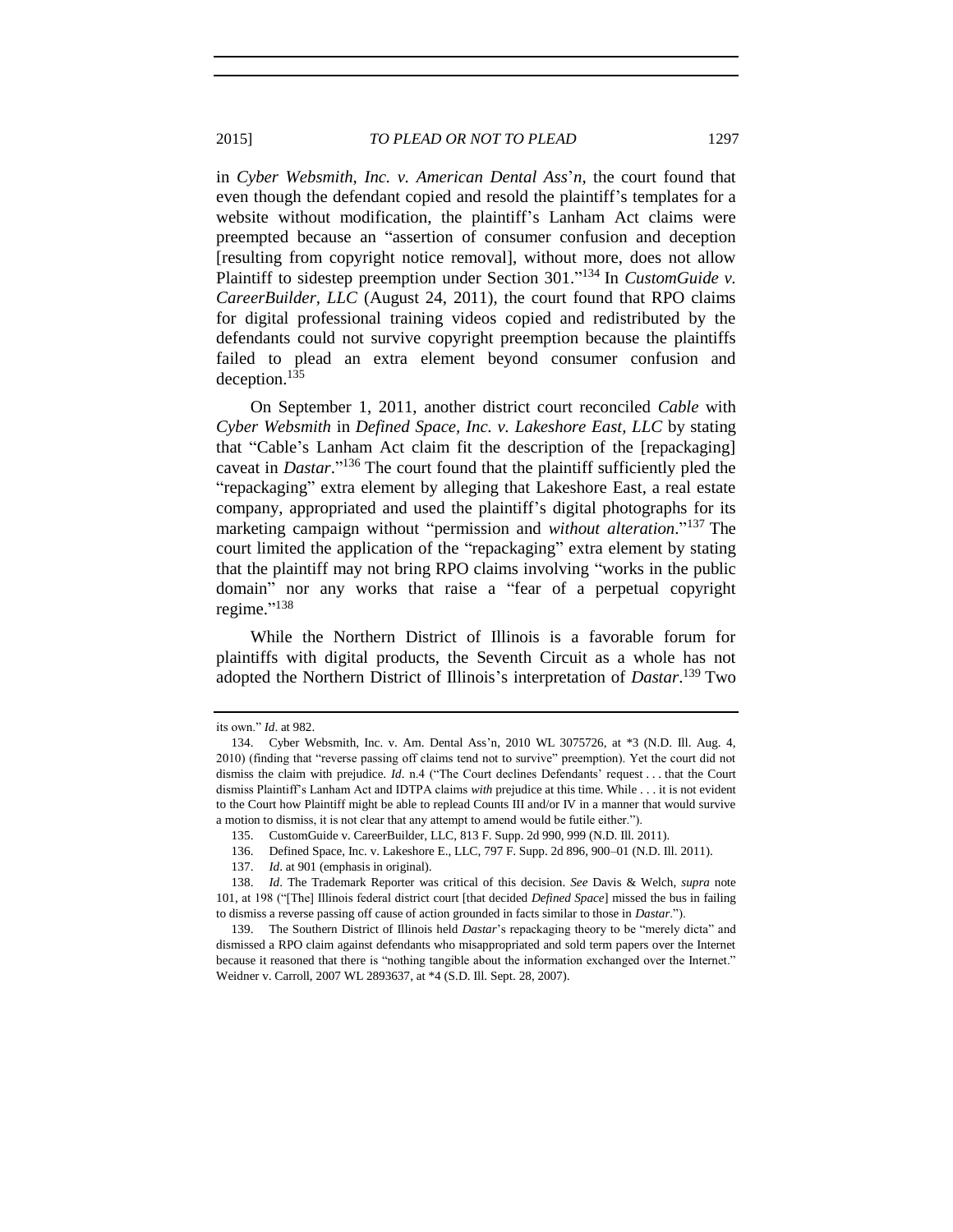in *Cyber Websmith, Inc. v. American Dental Ass*'*n*, the court found that even though the defendant copied and resold the plaintiff's templates for a website without modification, the plaintiff's Lanham Act claims were preempted because an "assertion of consumer confusion and deception [resulting from copyright notice removal], without more, does not allow Plaintiff to sidestep preemption under Section 301."[134] In *CustomGuide v. CareerBuilder, LLC* (August 24, 2011), the court found that RPO claims for digital professional training videos copied and redistributed by the defendants could not survive copyright preemption because the plaintiffs failed to plead an extra element beyond consumer confusion and deception.[135]

On September 1, 2011, another district court reconciled *Cable* with *Cyber Websmith* in *Defined Space, Inc. v. Lakeshore East, LLC* by stating that "Cable's Lanham Act claim fit the description of the [repackaging] caveat in *Dastar*."[136] The court found that the plaintiff sufficiently pled the "repackaging" extra element by alleging that Lakeshore East, a real estate company, appropriated and used the plaintiff's digital photographs for its marketing campaign without "permission and *without alteration*."[137] The court limited the application of the "repackaging" extra element by stating that the plaintiff may not bring RPO claims involving "works in the public domain" nor any works that raise a "fear of a perpetual copyright regime."[138]

While the Northern District of Illinois is a favorable forum for plaintiffs with digital products, the Seventh Circuit as a whole has not adopted the Northern District of Illinois's interpretation of *Dastar*.[139] Two

---

its own." *Id*. at 982.

134. Cyber Websmith, Inc. v. Am. Dental Ass'n, 2010 WL 3075726, at *3 (N.D. Ill. Aug. 4, 2010) (finding that "reverse passing off claims tend not to survive" preemption). Yet the court did not dismiss the claim with prejudice. *Id*. n.4 ("The Court declines Defendants' request . . . that the Court dismiss Plaintiff's Lanham Act and IDTPA claims *with* prejudice at this time. While . . . it is not evident to the Court how Plaintiff might be able to replead Counts III and/or IV in a manner that would survive a motion to dismiss, it is not clear that any attempt to amend would be futile either.").

135. CustomGuide v. CareerBuilder, LLC, 813 F. Supp. 2d 990, 999 (N.D. Ill. 2011).

136. Defined Space, Inc. v. Lakeshore E., LLC, 797 F. Supp. 2d 896, 900–01 (N.D. Ill. 2011).

137. *Id*. at 901 (emphasis in original).

138. *Id*. The Trademark Reporter was critical of this decision. *See* Davis & Welch, *supra* note 101, at 198 ("[The] Illinois federal district court [that decided *Defined Space*] missed the bus in failing to dismiss a reverse passing off cause of action grounded in facts similar to those in *Dastar*.").

139. The Southern District of Illinois held *Dastar*'s repackaging theory to be "merely dicta" and dismissed a RPO claim against defendants who misappropriated and sold term papers over the Internet because it reasoned that there is "nothing tangible about the information exchanged over the Internet." Weidner v. Carroll, 2007 WL 2893637, at *4 (S.D. Ill. Sept. 28, 2007).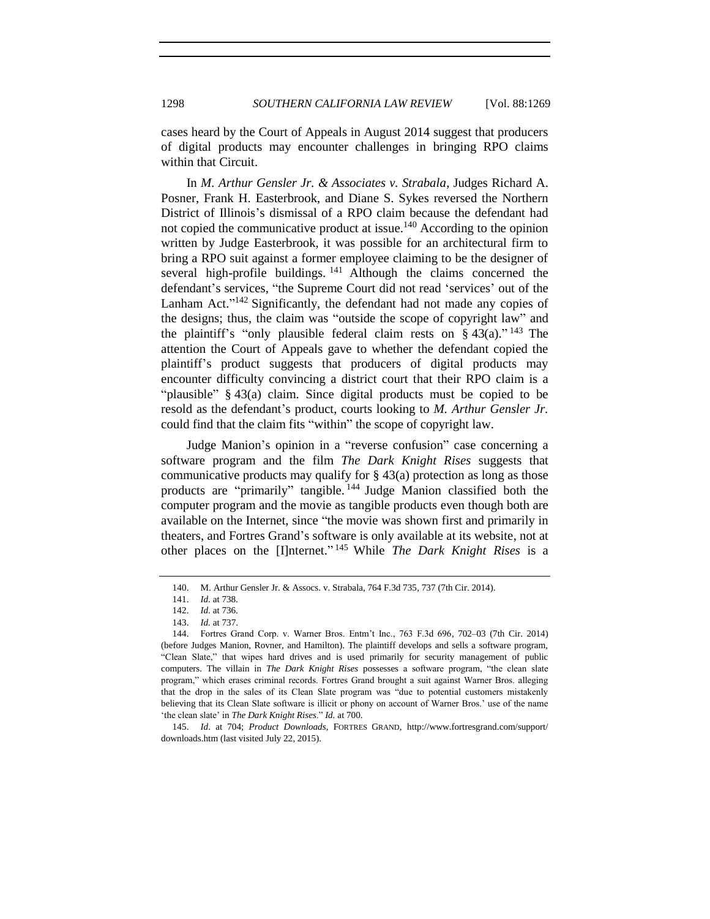cases heard by the Court of Appeals in August 2014 suggest that producers of digital products may encounter challenges in bringing RPO claims within that Circuit.

In *M. Arthur Gensler Jr. & Associates v. Strabala*, Judges Richard A. Posner, Frank H. Easterbrook, and Diane S. Sykes reversed the Northern District of Illinois's dismissal of a RPO claim because the defendant had not copied the communicative product at issue.[140] According to the opinion written by Judge Easterbrook, it was possible for an architectural firm to bring a RPO suit against a former employee claiming to be the designer of several high-profile buildings.[141] Although the claims concerned the defendant's services, "the Supreme Court did not read 'services' out of the Lanham Act."[142] Significantly, the defendant had not made any copies of the designs; thus, the claim was "outside the scope of copyright law" and the plaintiff's "only plausible federal claim rests on § 43(a)."[143] The attention the Court of Appeals gave to whether the defendant copied the plaintiff's product suggests that producers of digital products may encounter difficulty convincing a district court that their RPO claim is a "plausible" § 43(a) claim. Since digital products must be copied to be resold as the defendant's product, courts looking to *M. Arthur Gensler Jr.* could find that the claim fits "within" the scope of copyright law.

Judge Manion's opinion in a "reverse confusion" case concerning a software program and the film *The Dark Knight Rises* suggests that communicative products may qualify for § 43(a) protection as long as those products are "primarily" tangible.[144] Judge Manion classified both the computer program and the movie as tangible products even though both are available on the Internet, since "the movie was shown first and primarily in theaters, and Fortres Grand's software is only available at its website, not at other places on the [I]nternet."[145] While *The Dark Knight Rises* is a

---

140. M. Arthur Gensler Jr. & Assocs. v. Strabala, 764 F.3d 735, 737 (7th Cir. 2014).

141. *Id.* at 738.

142. *Id.* at 736.

143. *Id.* at 737.

144. Fortres Grand Corp. v. Warner Bros. Entm't Inc., 763 F.3d 696, 702–03 (7th Cir. 2014) (before Judges Manion, Rovner, and Hamilton). The plaintiff develops and sells a software program, "Clean Slate," that wipes hard drives and is used primarily for security management of public computers. The villain in *The Dark Knight Rises* possesses a software program, "the clean slate program," which erases criminal records. Fortres Grand brought a suit against Warner Bros. alleging that the drop in the sales of its Clean Slate program was "due to potential customers mistakenly believing that its Clean Slate software is illicit or phony on account of Warner Bros.' use of the name 'the clean slate' in *The Dark Knight Rises*." *Id.* at 700.

145. *Id.* at 704; *Product Downloads*, FORTRES GRAND, http://www.fortresgrand.com/support/downloads.htm (last visited July 22, 2015).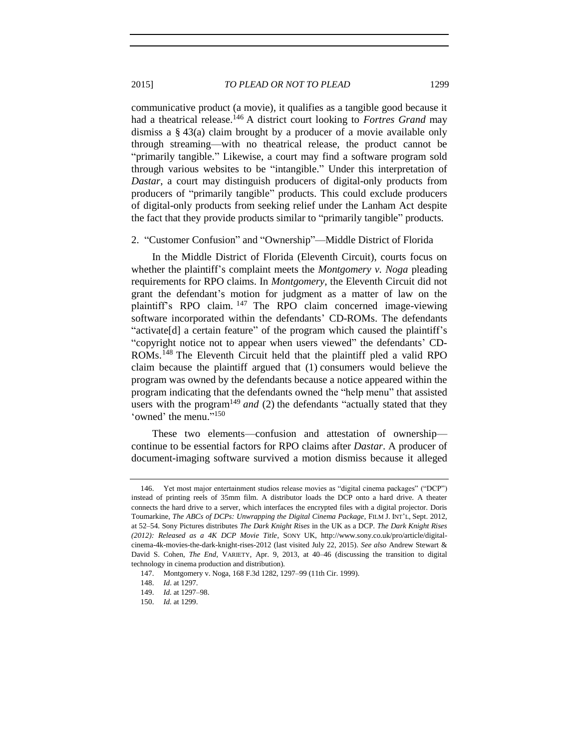communicative product (a movie), it qualifies as a tangible good because it had a theatrical release.[146] A district court looking to *Fortres Grand* may dismiss a § 43(a) claim brought by a producer of a movie available only through streaming—with no theatrical release, the product cannot be "primarily tangible." Likewise, a court may find a software program sold through various websites to be "intangible." Under this interpretation of *Dastar*, a court may distinguish producers of digital-only products from producers of "primarily tangible" products. This could exclude producers of digital-only products from seeking relief under the Lanham Act despite the fact that they provide products similar to "primarily tangible" products.

2. "Customer Confusion" and "Ownership"—Middle District of Florida

In the Middle District of Florida (Eleventh Circuit), courts focus on whether the plaintiff's complaint meets the *Montgomery v. Noga* pleading requirements for RPO claims. In *Montgomery*, the Eleventh Circuit did not grant the defendant's motion for judgment as a matter of law on the plaintiff's RPO claim.[147] The RPO claim concerned image-viewing software incorporated within the defendants' CD-ROMs. The defendants "activate[d] a certain feature" of the program which caused the plaintiff's "copyright notice not to appear when users viewed" the defendants' CD-ROMs.[148] The Eleventh Circuit held that the plaintiff pled a valid RPO claim because the plaintiff argued that (1) consumers would believe the program was owned by the defendants because a notice appeared within the program indicating that the defendants owned the "help menu" that assisted users with the program[149] *and* (2) the defendants "actually stated that they 'owned' the menu."[150]

These two elements—confusion and attestation of ownership—continue to be essential factors for RPO claims after *Dastar*. A producer of document-imaging software survived a motion dismiss because it alleged

146. Yet most major entertainment studios release movies as "digital cinema packages" ("DCP") instead of printing reels of 35mm film. A distributor loads the DCP onto a hard drive. A theater connects the hard drive to a server, which interfaces the encrypted files with a digital projector. Doris Toumarkine, *The ABCs of DCPs: Unwrapping the Digital Cinema Package*, FILM J. INT'L, Sept. 2012, at 52–54. Sony Pictures distributes *The Dark Knight Rises* in the UK as a DCP. *The Dark Knight Rises (2012): Released as a 4K DCP Movie Title*, SONY UK, http://www.sony.co.uk/pro/article/digital-cinema-4k-movies-the-dark-knight-rises-2012 (last visited July 22, 2015). *See also* Andrew Stewart & David S. Cohen, *The End*, VARIETY, Apr. 9, 2013, at 40–46 (discussing the transition to digital technology in cinema production and distribution).

147. Montgomery v. Noga, 168 F.3d 1282, 1297–99 (11th Cir. 1999).

148. *Id*. at 1297.

149. *Id.* at 1297–98.

150. *Id.* at 1299.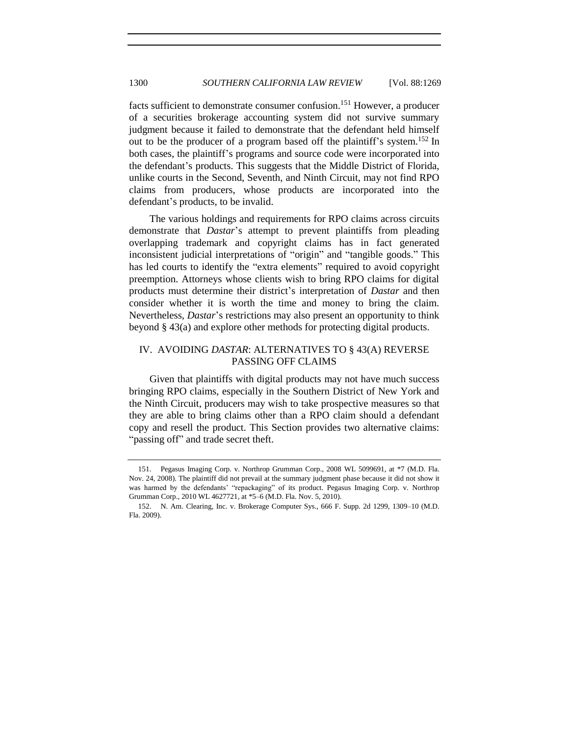facts sufficient to demonstrate consumer confusion.[151] However, a producer of a securities brokerage accounting system did not survive summary judgment because it failed to demonstrate that the defendant held himself out to be the producer of a program based off the plaintiff's system.[152] In both cases, the plaintiff's programs and source code were incorporated into the defendant's products. This suggests that the Middle District of Florida, unlike courts in the Second, Seventh, and Ninth Circuit, may not find RPO claims from producers, whose products are incorporated into the defendant's products, to be invalid.

The various holdings and requirements for RPO claims across circuits demonstrate that *Dastar*'s attempt to prevent plaintiffs from pleading overlapping trademark and copyright claims has in fact generated inconsistent judicial interpretations of "origin" and "tangible goods." This has led courts to identify the "extra elements" required to avoid copyright preemption. Attorneys whose clients wish to bring RPO claims for digital products must determine their district's interpretation of *Dastar* and then consider whether it is worth the time and money to bring the claim. Nevertheless, *Dastar*'s restrictions may also present an opportunity to think beyond § 43(a) and explore other methods for protecting digital products.

## IV. AVOIDING *DASTAR*: ALTERNATIVES TO § 43(A) REVERSE PASSING OFF CLAIMS

Given that plaintiffs with digital products may not have much success bringing RPO claims, especially in the Southern District of New York and the Ninth Circuit, producers may wish to take prospective measures so that they are able to bring claims other than a RPO claim should a defendant copy and resell the product. This Section provides two alternative claims: "passing off" and trade secret theft.

---

151. Pegasus Imaging Corp. v. Northrop Grumman Corp., 2008 WL 5099691, at *7 (M.D. Fla. Nov. 24, 2008). The plaintiff did not prevail at the summary judgment phase because it did not show it was harmed by the defendants' "repackaging" of its product. Pegasus Imaging Corp. v. Northrop Grumman Corp., 2010 WL 4627721, at *5–6 (M.D. Fla. Nov. 5, 2010).

152. N. Am. Clearing, Inc. v. Brokerage Computer Sys., 666 F. Supp. 2d 1299, 1309–10 (M.D. Fla. 2009).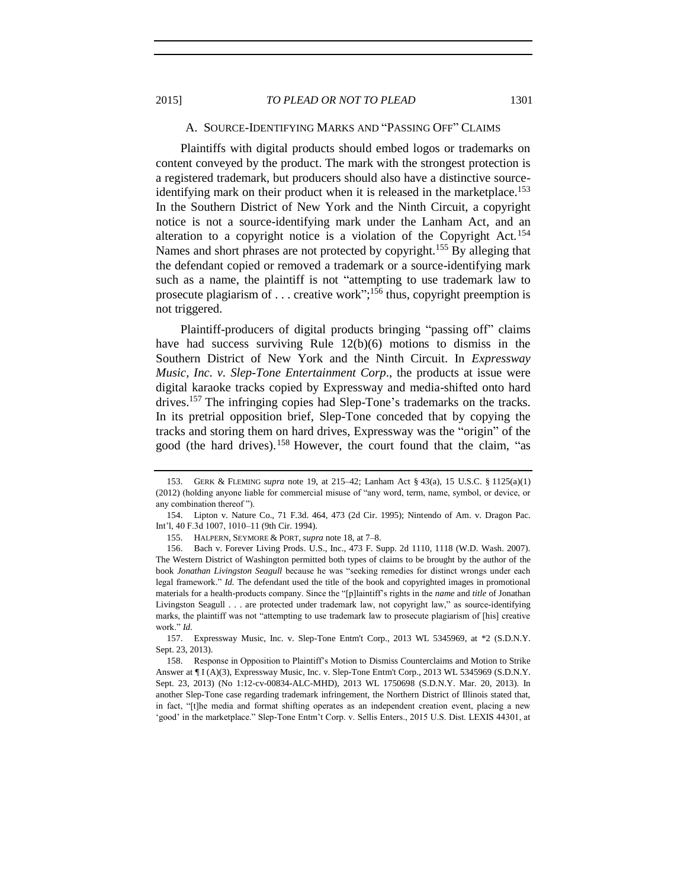### A. Source-Identifying Marks and "Passing Off" Claims

Plaintiffs with digital products should embed logos or trademarks on content conveyed by the product. The mark with the strongest protection is a registered trademark, but producers should also have a distinctive source-identifying mark on their product when it is released in the marketplace.[153] In the Southern District of New York and the Ninth Circuit, a copyright notice is not a source-identifying mark under the Lanham Act, and an alteration to a copyright notice is a violation of the Copyright Act.[154] Names and short phrases are not protected by copyright.[155] By alleging that the defendant copied or removed a trademark or a source-identifying mark such as a name, the plaintiff is not "attempting to use trademark law to prosecute plagiarism of . . . creative work";[156] thus, copyright preemption is not triggered.

Plaintiff-producers of digital products bringing "passing off" claims have had success surviving Rule 12(b)(6) motions to dismiss in the Southern District of New York and the Ninth Circuit. In *Expressway Music, Inc. v. Slep-Tone Entertainment Corp*., the products at issue were digital karaoke tracks copied by Expressway and media-shifted onto hard drives.[157] The infringing copies had Slep-Tone's trademarks on the tracks. In its pretrial opposition brief, Slep-Tone conceded that by copying the tracks and storing them on hard drives, Expressway was the "origin" of the good (the hard drives).[158] However, the court found that the claim, "as

---

153. Gerk & Fleming *supra* note 19, at 215–42; Lanham Act § 43(a), 15 U.S.C. § 1125(a)(1) (2012) (holding anyone liable for commercial misuse of "any word, term, name, symbol, or device, or any combination thereof").

154. Lipton v. Nature Co., 71 F.3d. 464, 473 (2d Cir. 1995); Nintendo of Am. v. Dragon Pac. Int'l, 40 F.3d 1007, 1010–11 (9th Cir. 1994).

155. Halpern, Seymore & Port, *supra* note 18, at 7–8.

156. Bach v. Forever Living Prods. U.S., Inc., 473 F. Supp. 2d 1110, 1118 (W.D. Wash. 2007). The Western District of Washington permitted both types of claims to be brought by the author of the book *Jonathan Livingston Seagull* because he was "seeking remedies for distinct wrongs under each legal framework." *Id.* The defendant used the title of the book and copyrighted images in promotional materials for a health-products company. Since the "[p]laintiff's rights in the *name* and *title* of Jonathan Livingston Seagull . . . are protected under trademark law, not copyright law," as source-identifying marks, the plaintiff was not "attempting to use trademark law to prosecute plagiarism of [his] creative work." *Id.*

157. Expressway Music, Inc. v. Slep-Tone Entm't Corp., 2013 WL 5345969, at *2 (S.D.N.Y. Sept. 23, 2013).

158. Response in Opposition to Plaintiff's Motion to Dismiss Counterclaims and Motion to Strike Answer at ¶ I (A)(3), Expressway Music, Inc. v. Slep-Tone Entm't Corp., 2013 WL 5345969 (S.D.N.Y. Sept. 23, 2013) (No 1:12-cv-00834-ALC-MHD), 2013 WL 1750698 (S.D.N.Y. Mar. 20, 2013). In another Slep-Tone case regarding trademark infringement, the Northern District of Illinois stated that, in fact, "[t]he media and format shifting operates as an independent creation event, placing a new 'good' in the marketplace." Slep-Tone Entm't Corp. v. Sellis Enters., 2015 U.S. Dist. LEXIS 44301, at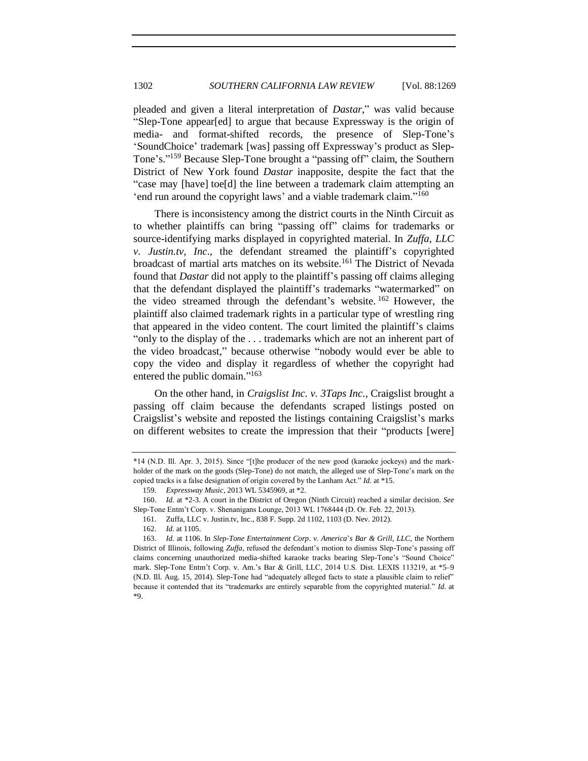pleaded and given a literal interpretation of *Dastar*," was valid because "Slep-Tone appear[ed] to argue that because Expressway is the origin of media- and format-shifted records, the presence of Slep-Tone's 'SoundChoice' trademark [was] passing off Expressway's product as Slep-Tone's."[159] Because Slep-Tone brought a "passing off" claim, the Southern District of New York found *Dastar* inapposite, despite the fact that the "case may [have] toe[d] the line between a trademark claim attempting an 'end run around the copyright laws' and a viable trademark claim."[160]

There is inconsistency among the district courts in the Ninth Circuit as to whether plaintiffs can bring "passing off" claims for trademarks or source-identifying marks displayed in copyrighted material. In *Zuffa, LLC v. Justin.tv, Inc.*, the defendant streamed the plaintiff's copyrighted broadcast of martial arts matches on its website.[161] The District of Nevada found that *Dastar* did not apply to the plaintiff's passing off claims alleging that the defendant displayed the plaintiff's trademarks "watermarked" on the video streamed through the defendant's website.[162] However, the plaintiff also claimed trademark rights in a particular type of wrestling ring that appeared in the video content. The court limited the plaintiff's claims "only to the display of the . . . trademarks which are not an inherent part of the video broadcast," because otherwise "nobody would ever be able to copy the video and display it regardless of whether the copyright had entered the public domain."[163]

On the other hand, in *Craigslist Inc. v. 3Taps Inc.*, Craigslist brought a passing off claim because the defendants scraped listings posted on Craigslist's website and reposted the listings containing Craigslist's marks on different websites to create the impression that their "products [were]

---

*14 (N.D. Ill. Apr. 3, 2015). Since "[t]he producer of the new good (karaoke jockeys) and the mark-holder of the mark on the goods (Slep-Tone) do not match, the alleged use of Slep-Tone's mark on the copied tracks is a false designation of origin covered by the Lanham Act." *Id.* at *15.

159. *Expressway Music*, 2013 WL 5345969, at *2.

160. *Id.* at *2-3. A court in the District of Oregon (Ninth Circuit) reached a similar decision. *See* Slep-Tone Entm't Corp. v. Shenanigans Lounge, 2013 WL 1768444 (D. Or. Feb. 22, 2013).

161. Zuffa, LLC v. Justin.tv, Inc., 838 F. Supp. 2d 1102, 1103 (D. Nev. 2012).

162. *Id.* at 1105.

163. *Id.* at 1106. In *Slep-Tone Entertainment Corp. v. America's Bar & Grill, LLC*, the Northern District of Illinois, following *Zuffa*, refused the defendant's motion to dismiss Slep-Tone's passing off claims concerning unauthorized media-shifted karaoke tracks bearing Slep-Tone's "Sound Choice" mark. Slep-Tone Entm't Corp. v. Am.'s Bar & Grill, LLC, 2014 U.S. Dist. LEXIS 113219, at *5–9 (N.D. Ill. Aug. 15, 2014). Slep-Tone had "adequately alleged facts to state a plausible claim to relief" because it contended that its "trademarks are entirely separable from the copyrighted material." *Id.* at *9.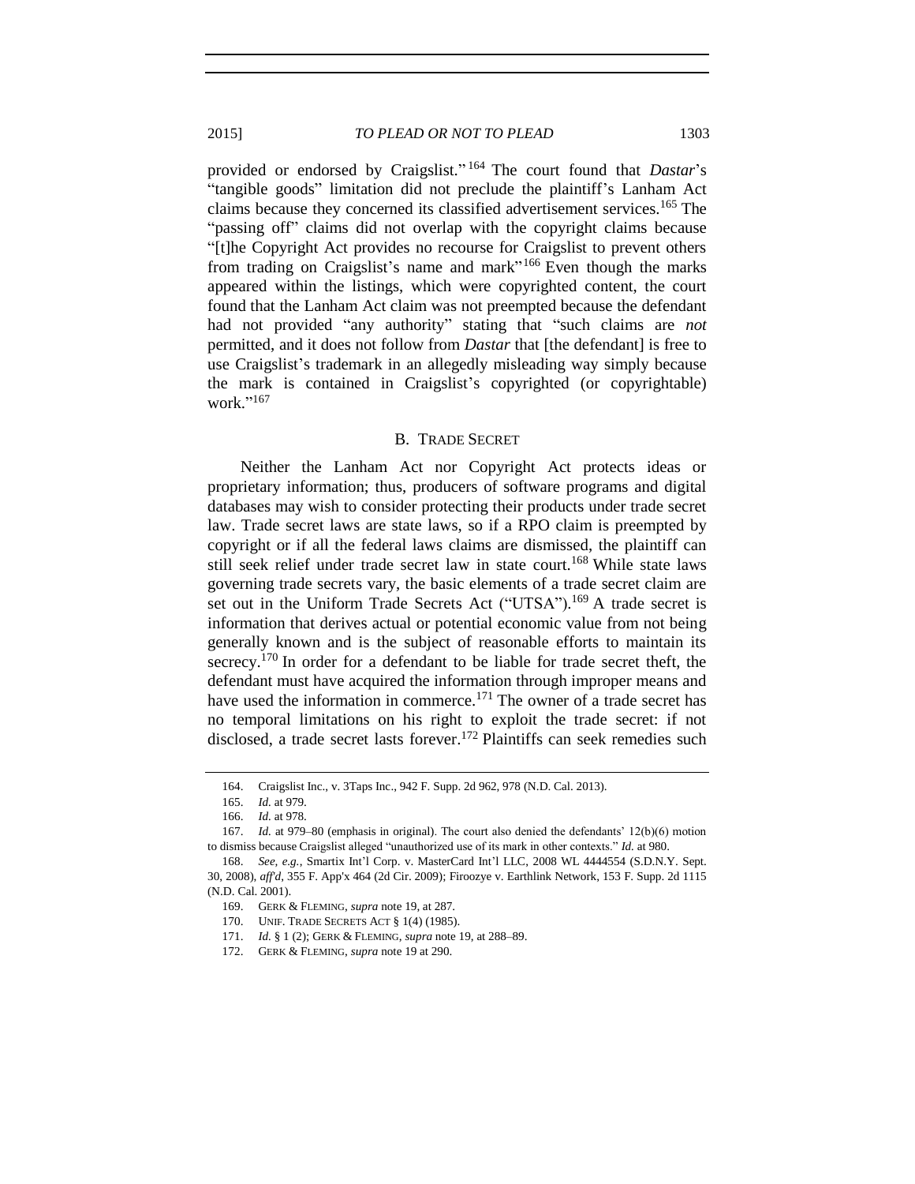provided or endorsed by Craigslist."[164] The court found that *Dastar*'s "tangible goods" limitation did not preclude the plaintiff's Lanham Act claims because they concerned its classified advertisement services.[165] The "passing off" claims did not overlap with the copyright claims because "[t]he Copyright Act provides no recourse for Craigslist to prevent others from trading on Craigslist's name and mark"[166] Even though the marks appeared within the listings, which were copyrighted content, the court found that the Lanham Act claim was not preempted because the defendant had not provided "any authority" stating that "such claims are *not* permitted, and it does not follow from *Dastar* that [the defendant] is free to use Craigslist's trademark in an allegedly misleading way simply because the mark is contained in Craigslist's copyrighted (or copyrightable) work."[167]

### B. TRADE SECRET

Neither the Lanham Act nor Copyright Act protects ideas or proprietary information; thus, producers of software programs and digital databases may wish to consider protecting their products under trade secret law. Trade secret laws are state laws, so if a RPO claim is preempted by copyright or if all the federal laws claims are dismissed, the plaintiff can still seek relief under trade secret law in state court.[168] While state laws governing trade secrets vary, the basic elements of a trade secret claim are set out in the Uniform Trade Secrets Act ("UTSA").[169] A trade secret is information that derives actual or potential economic value from not being generally known and is the subject of reasonable efforts to maintain its secrecy.[170] In order for a defendant to be liable for trade secret theft, the defendant must have acquired the information through improper means and have used the information in commerce.[171] The owner of a trade secret has no temporal limitations on his right to exploit the trade secret: if not disclosed, a trade secret lasts forever.[172] Plaintiffs can seek remedies such

---

164. Craigslist Inc., v. 3Taps Inc., 942 F. Supp. 2d 962, 978 (N.D. Cal. 2013).

165. *Id.* at 979.

166. *Id.* at 978.

167. *Id.* at 979–80 (emphasis in original). The court also denied the defendants' 12(b)(6) motion to dismiss because Craigslist alleged "unauthorized use of its mark in other contexts." *Id.* at 980.

168. *See, e.g.*, Smartix Int'l Corp. v. MasterCard Int'l LLC, 2008 WL 4444554 (S.D.N.Y. Sept. 30, 2008), *aff'd*, 355 F. App'x 464 (2d Cir. 2009); Firoozye v. Earthlink Network, 153 F. Supp. 2d 1115 (N.D. Cal. 2001).

169. GERK & FLEMING, *supra* note 19, at 287.

170. UNIF. TRADE SECRETS ACT § 1(4) (1985).

171. *Id.* § 1 (2); GERK & FLEMING, *supra* note 19, at 288–89.

172. GERK & FLEMING, *supra* note 19 at 290.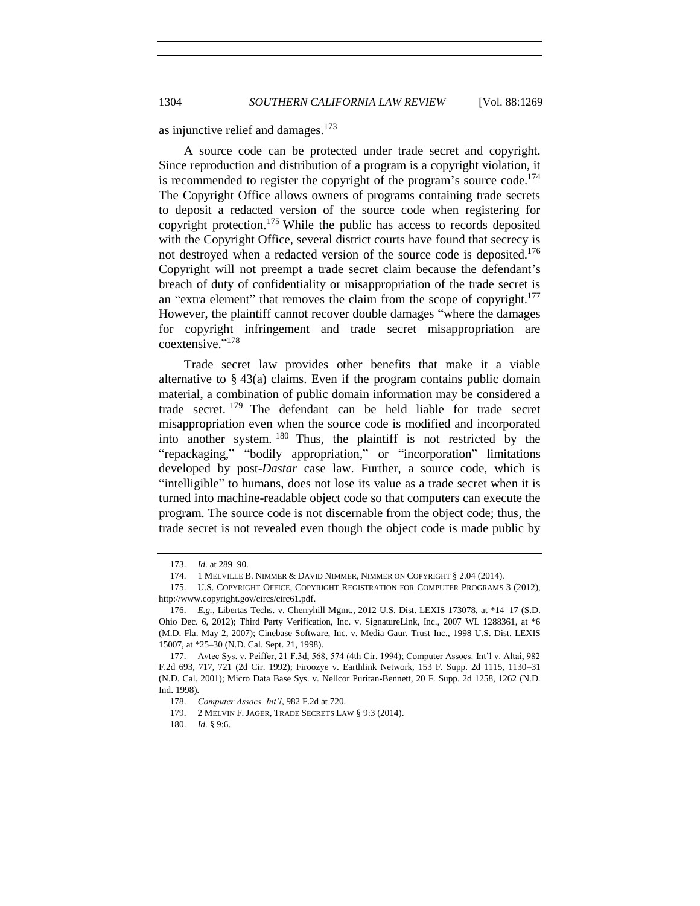as injunctive relief and damages.[173]

A source code can be protected under trade secret and copyright. Since reproduction and distribution of a program is a copyright violation, it is recommended to register the copyright of the program's source code.[174] The Copyright Office allows owners of programs containing trade secrets to deposit a redacted version of the source code when registering for copyright protection.[175] While the public has access to records deposited with the Copyright Office, several district courts have found that secrecy is not destroyed when a redacted version of the source code is deposited.[176] Copyright will not preempt a trade secret claim because the defendant's breach of duty of confidentiality or misappropriation of the trade secret is an "extra element" that removes the claim from the scope of copyright.[177] However, the plaintiff cannot recover double damages "where the damages for copyright infringement and trade secret misappropriation are coextensive."[178]

Trade secret law provides other benefits that make it a viable alternative to § 43(a) claims. Even if the program contains public domain material, a combination of public domain information may be considered a trade secret.[179] The defendant can be held liable for trade secret misappropriation even when the source code is modified and incorporated into another system.[180] Thus, the plaintiff is not restricted by the "repackaging," "bodily appropriation," or "incorporation" limitations developed by post-*Dastar* case law. Further, a source code, which is "intelligible" to humans, does not lose its value as a trade secret when it is turned into machine-readable object code so that computers can execute the program. The source code is not discernable from the object code; thus, the trade secret is not revealed even though the object code is made public by

---

173. *Id.* at 289–90.

174. 1 MELVILLE B. NIMMER & DAVID NIMMER, NIMMER ON COPYRIGHT § 2.04 (2014).

175. U.S. COPYRIGHT OFFICE, COPYRIGHT REGISTRATION FOR COMPUTER PROGRAMS 3 (2012), http://www.copyright.gov/circs/circ61.pdf.

176. *E.g.*, Libertas Techs. v. Cherryhill Mgmt., 2012 U.S. Dist. LEXIS 173078, at *14–17 (S.D. Ohio Dec. 6, 2012); Third Party Verification, Inc. v. SignatureLink, Inc., 2007 WL 1288361, at *6 (M.D. Fla. May 2, 2007); Cinebase Software, Inc. v. Media Gaur. Trust Inc., 1998 U.S. Dist. LEXIS 15007, at *25–30 (N.D. Cal. Sept. 21, 1998).

177. Avtec Sys. v. Peiffer, 21 F.3d, 568, 574 (4th Cir. 1994); Computer Assocs. Int'l v. Altai, 982 F.2d 693, 717, 721 (2d Cir. 1992); Firoozye v. Earthlink Network, 153 F. Supp. 2d 1115, 1130–31 (N.D. Cal. 2001); Micro Data Base Sys. v. Nellcor Puritan-Bennett, 20 F. Supp. 2d 1258, 1262 (N.D. Ind. 1998).

178. *Computer Assocs. Int'l*, 982 F.2d at 720.

179. 2 MELVIN F. JAGER, TRADE SECRETS LAW § 9:3 (2014).

180. *Id.* § 9:6.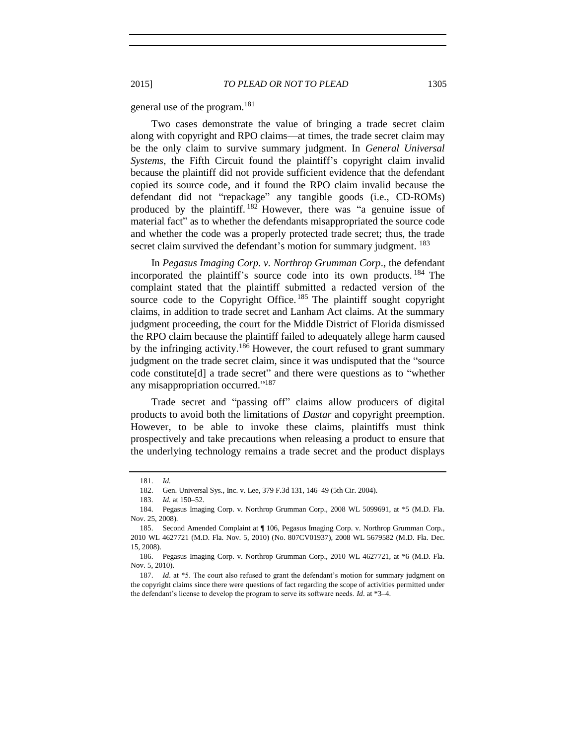general use of the program.[181]

Two cases demonstrate the value of bringing a trade secret claim along with copyright and RPO claims—at times, the trade secret claim may be the only claim to survive summary judgment. In *General Universal Systems*, the Fifth Circuit found the plaintiff's copyright claim invalid because the plaintiff did not provide sufficient evidence that the defendant copied its source code, and it found the RPO claim invalid because the defendant did not "repackage" any tangible goods (i.e., CD-ROMs) produced by the plaintiff.[182] However, there was "a genuine issue of material fact" as to whether the defendants misappropriated the source code and whether the code was a properly protected trade secret; thus, the trade secret claim survived the defendant's motion for summary judgment.[183]

In *Pegasus Imaging Corp. v. Northrop Grumman Corp*., the defendant incorporated the plaintiff's source code into its own products.[184] The complaint stated that the plaintiff submitted a redacted version of the source code to the Copyright Office.[185] The plaintiff sought copyright claims, in addition to trade secret and Lanham Act claims. At the summary judgment proceeding, the court for the Middle District of Florida dismissed the RPO claim because the plaintiff failed to adequately allege harm caused by the infringing activity.[186] However, the court refused to grant summary judgment on the trade secret claim, since it was undisputed that the "source code constitute[d] a trade secret" and there were questions as to "whether any misappropriation occurred."[187]

Trade secret and "passing off" claims allow producers of digital products to avoid both the limitations of *Dastar* and copyright preemption. However, to be able to invoke these claims, plaintiffs must think prospectively and take precautions when releasing a product to ensure that the underlying technology remains a trade secret and the product displays

---

181. *Id.*

182. Gen. Universal Sys., Inc. v. Lee, 379 F.3d 131, 146–49 (5th Cir. 2004).

183. *Id.* at 150–52.

184. Pegasus Imaging Corp. v. Northrop Grumman Corp., 2008 WL 5099691, at *5 (M.D. Fla. Nov. 25, 2008).

185. Second Amended Complaint at ¶ 106, Pegasus Imaging Corp. v. Northrop Grumman Corp., 2010 WL 4627721 (M.D. Fla. Nov. 5, 2010) (No. 807CV01937), 2008 WL 5679582 (M.D. Fla. Dec. 15, 2008).

186. Pegasus Imaging Corp. v. Northrop Grumman Corp., 2010 WL 4627721, at *6 (M.D. Fla. Nov. 5, 2010).

187. *Id*. at *5. The court also refused to grant the defendant's motion for summary judgment on the copyright claims since there were questions of fact regarding the scope of activities permitted under the defendant's license to develop the program to serve its software needs. *Id*. at *3–4.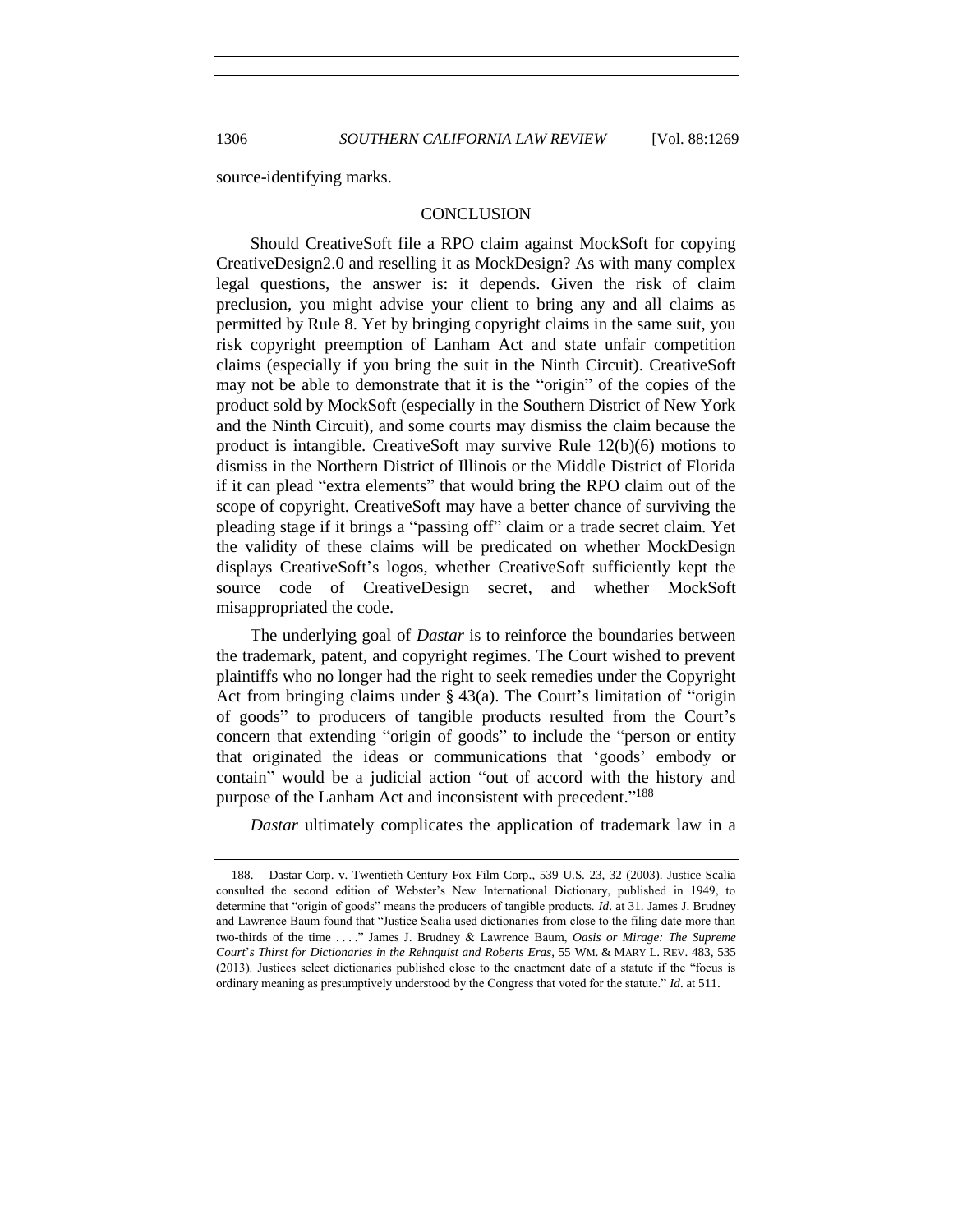source-identifying marks.

## CONCLUSION

Should CreativeSoft file a RPO claim against MockSoft for copying CreativeDesign2.0 and reselling it as MockDesign? As with many complex legal questions, the answer is: it depends. Given the risk of claim preclusion, you might advise your client to bring any and all claims as permitted by Rule 8. Yet by bringing copyright claims in the same suit, you risk copyright preemption of Lanham Act and state unfair competition claims (especially if you bring the suit in the Ninth Circuit). CreativeSoft may not be able to demonstrate that it is the "origin" of the copies of the product sold by MockSoft (especially in the Southern District of New York and the Ninth Circuit), and some courts may dismiss the claim because the product is intangible. CreativeSoft may survive Rule 12(b)(6) motions to dismiss in the Northern District of Illinois or the Middle District of Florida if it can plead "extra elements" that would bring the RPO claim out of the scope of copyright. CreativeSoft may have a better chance of surviving the pleading stage if it brings a "passing off" claim or a trade secret claim. Yet the validity of these claims will be predicated on whether MockDesign displays CreativeSoft's logos, whether CreativeSoft sufficiently kept the source code of CreativeDesign secret, and whether MockSoft misappropriated the code.

The underlying goal of *Dastar* is to reinforce the boundaries between the trademark, patent, and copyright regimes. The Court wished to prevent plaintiffs who no longer had the right to seek remedies under the Copyright Act from bringing claims under § 43(a). The Court's limitation of "origin of goods" to producers of tangible products resulted from the Court's concern that extending "origin of goods" to include the "person or entity that originated the ideas or communications that 'goods' embody or contain" would be a judicial action "out of accord with the history and purpose of the Lanham Act and inconsistent with precedent."[188]

*Dastar* ultimately complicates the application of trademark law in a

---

188. Dastar Corp. v. Twentieth Century Fox Film Corp., 539 U.S. 23, 32 (2003). Justice Scalia consulted the second edition of Webster's New International Dictionary, published in 1949, to determine that "origin of goods" means the producers of tangible products. *Id*. at 31. James J. Brudney and Lawrence Baum found that "Justice Scalia used dictionaries from close to the filing date more than two-thirds of the time . . . ." James J. Brudney & Lawrence Baum, *Oasis or Mirage: The Supreme Court's Thirst for Dictionaries in the Rehnquist and Roberts Eras*, 55 WM. & MARY L. REV. 483, 535 (2013). Justices select dictionaries published close to the enactment date of a statute if the "focus is ordinary meaning as presumptively understood by the Congress that voted for the statute." *Id*. at 511.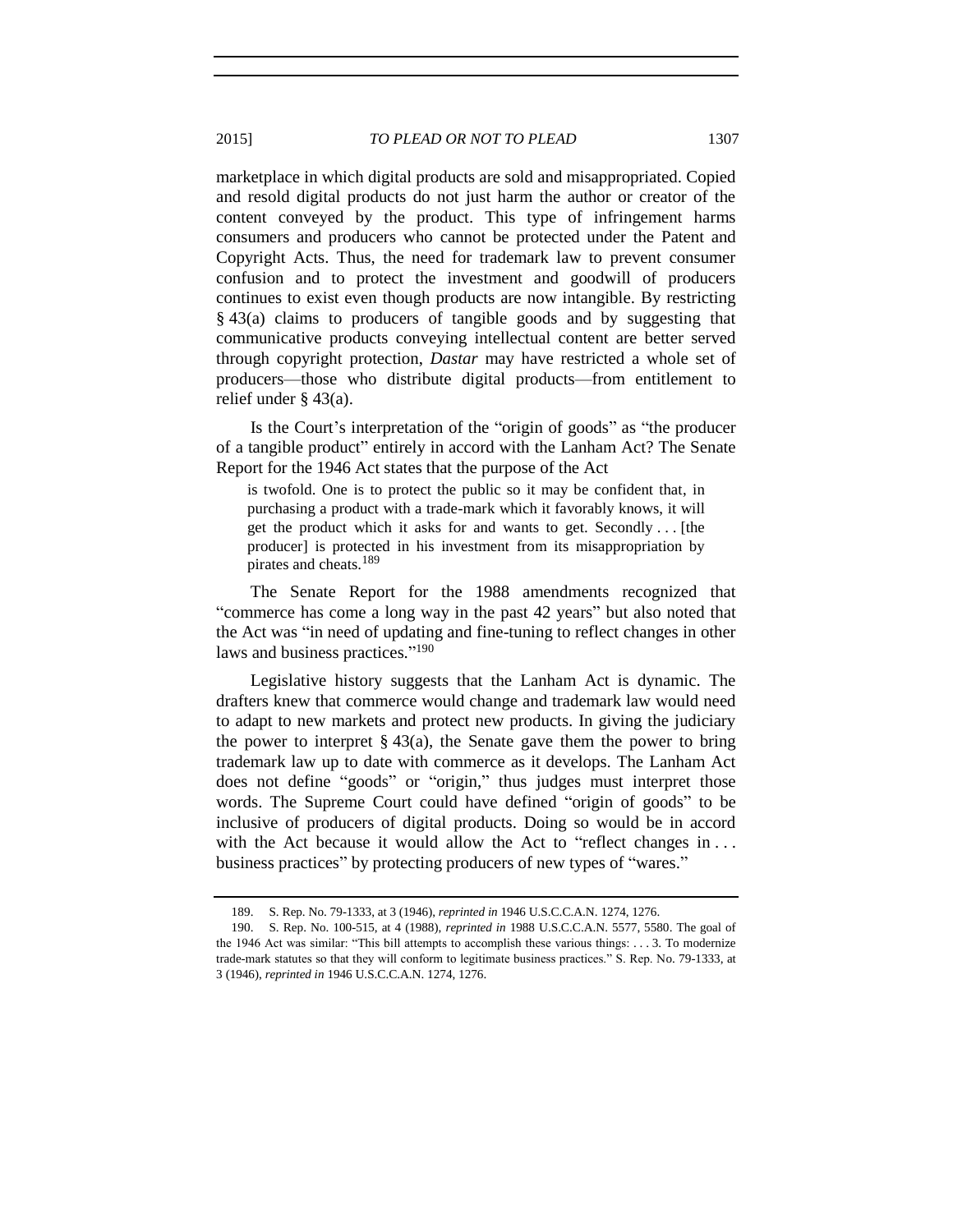marketplace in which digital products are sold and misappropriated. Copied and resold digital products do not just harm the author or creator of the content conveyed by the product. This type of infringement harms consumers and producers who cannot be protected under the Patent and Copyright Acts. Thus, the need for trademark law to prevent consumer confusion and to protect the investment and goodwill of producers continues to exist even though products are now intangible. By restricting § 43(a) claims to producers of tangible goods and by suggesting that communicative products conveying intellectual content are better served through copyright protection, *Dastar* may have restricted a whole set of producers—those who distribute digital products—from entitlement to relief under § 43(a).

Is the Court's interpretation of the "origin of goods" as "the producer of a tangible product" entirely in accord with the Lanham Act? The Senate Report for the 1946 Act states that the purpose of the Act

> is twofold. One is to protect the public so it may be confident that, in purchasing a product with a trade-mark which it favorably knows, it will get the product which it asks for and wants to get. Secondly . . . [the producer] is protected in his investment from its misappropriation by pirates and cheats.[189]

The Senate Report for the 1988 amendments recognized that "commerce has come a long way in the past 42 years" but also noted that the Act was "in need of updating and fine-tuning to reflect changes in other laws and business practices."[190]

Legislative history suggests that the Lanham Act is dynamic. The drafters knew that commerce would change and trademark law would need to adapt to new markets and protect new products. In giving the judiciary the power to interpret § 43(a), the Senate gave them the power to bring trademark law up to date with commerce as it develops. The Lanham Act does not define "goods" or "origin," thus judges must interpret those words. The Supreme Court could have defined "origin of goods" to be inclusive of producers of digital products. Doing so would be in accord with the Act because it would allow the Act to "reflect changes in . . . business practices" by protecting producers of new types of "wares."

---

189. S. Rep. No. 79-1333, at 3 (1946), *reprinted in* 1946 U.S.C.C.A.N. 1274, 1276.

190. S. Rep. No. 100-515, at 4 (1988), *reprinted in* 1988 U.S.C.C.A.N. 5577, 5580. The goal of the 1946 Act was similar: "This bill attempts to accomplish these various things: . . . 3. To modernize trade-mark statutes so that they will conform to legitimate business practices." S. Rep. No. 79-1333, at 3 (1946), *reprinted in* 1946 U.S.C.C.A.N. 1274, 1276.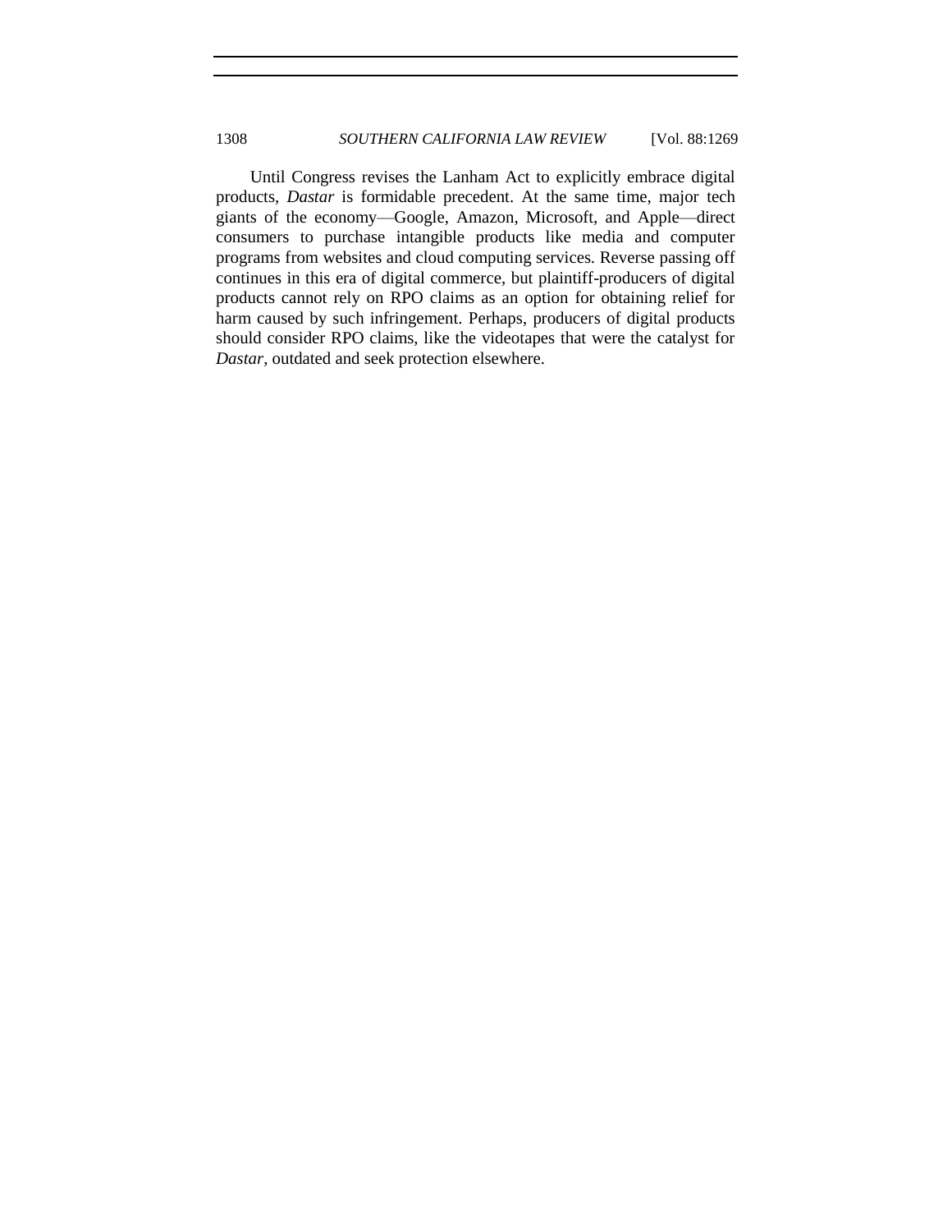Until Congress revises the Lanham Act to explicitly embrace digital products, *Dastar* is formidable precedent. At the same time, major tech giants of the economy—Google, Amazon, Microsoft, and Apple—direct consumers to purchase intangible products like media and computer programs from websites and cloud computing services. Reverse passing off continues in this era of digital commerce, but plaintiff-producers of digital products cannot rely on RPO claims as an option for obtaining relief for harm caused by such infringement. Perhaps, producers of digital products should consider RPO claims, like the videotapes that were the catalyst for *Dastar*, outdated and seek protection elsewhere.